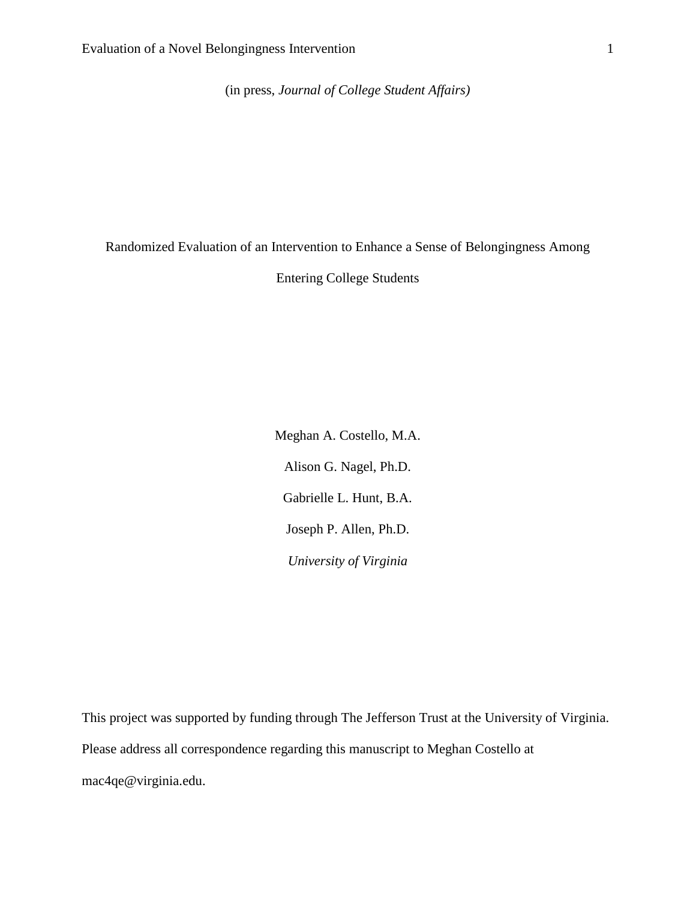(in press, *Journal of College Student Affairs)*

# Randomized Evaluation of an Intervention to Enhance a Sense of Belongingness Among Entering College Students

Meghan A. Costello, M.A.

Alison G. Nagel, Ph.D.

Gabrielle L. Hunt, B.A.

Joseph P. Allen, Ph.D.

*University of Virginia*

This project was supported by funding through The Jefferson Trust at the University of Virginia. Please address all correspondence regarding this manuscript to Meghan Costello at mac4qe@virginia.edu.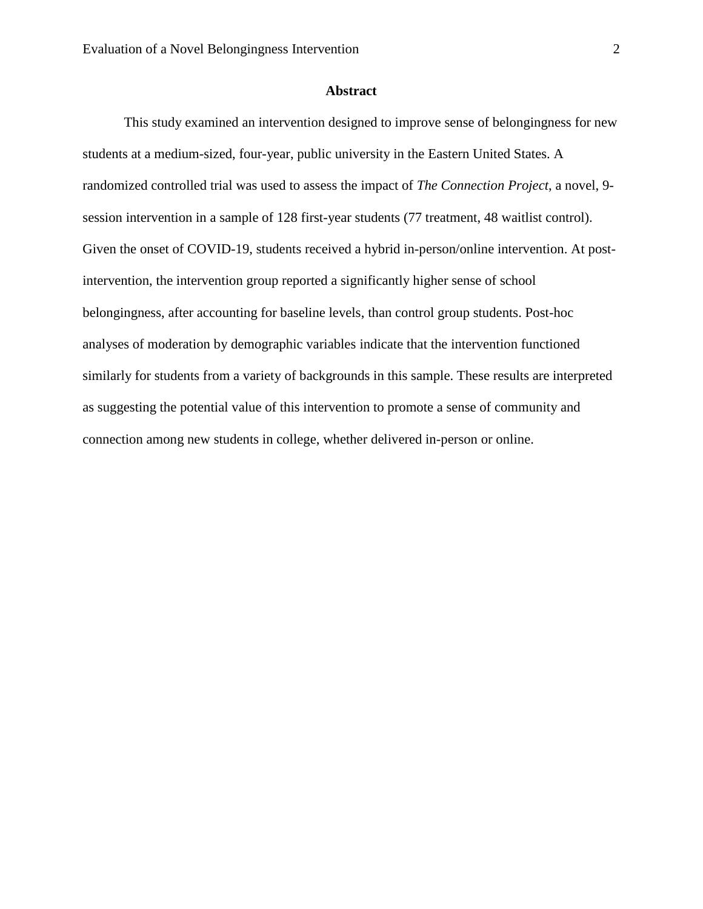# Abstract

This study examined an intervention designed to improve sense of belongingness for new students at a medium-sized, four-year, public university in the Eastern United States. A randomized controlled trial was used to assess the impact of *The Connection Project*, a novel, 9-session intervention in a sample of 128 first-year students (77 treatment, 48 waitlist control). Given the onset of COVID-19, students received a hybrid in-person/online intervention. At post-intervention, the intervention group reported a significantly higher sense of school belongingness, after accounting for baseline levels, than control group students. Post-hoc analyses of moderation by demographic variables indicate that the intervention functioned similarly for students from a variety of backgrounds in this sample. These results are interpreted as suggesting the potential value of this intervention to promote a sense of community and connection among new students in college, whether delivered in-person or online.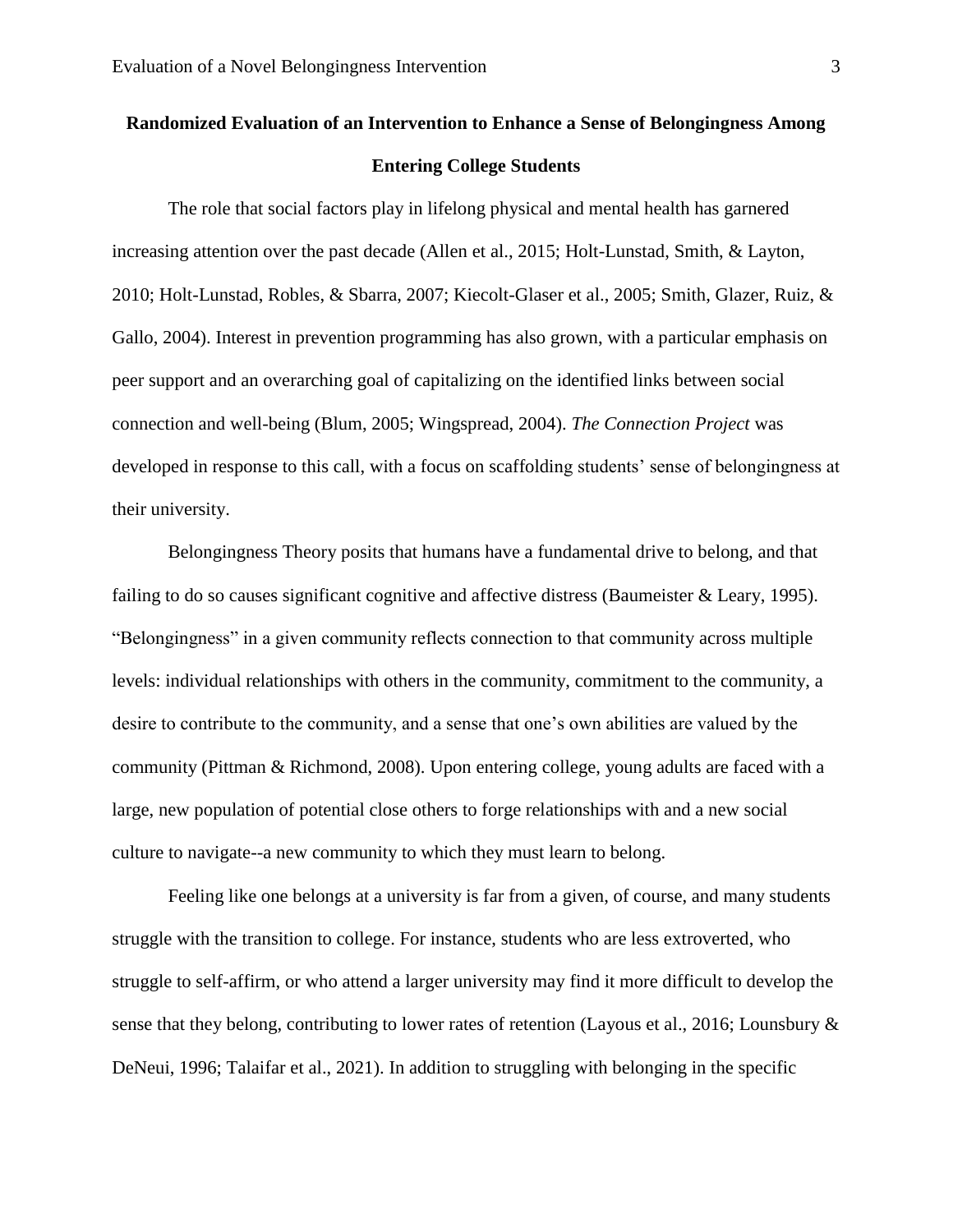# Randomized Evaluation of an Intervention to Enhance a Sense of Belongingness Among Entering College Students

The role that social factors play in lifelong physical and mental health has garnered increasing attention over the past decade (Allen et al., 2015; Holt-Lunstad, Smith, & Layton, 2010; Holt-Lunstad, Robles, & Sbarra, 2007; Kiecolt-Glaser et al., 2005; Smith, Glazer, Ruiz, & Gallo, 2004). Interest in prevention programming has also grown, with a particular emphasis on peer support and an overarching goal of capitalizing on the identified links between social connection and well-being (Blum, 2005; Wingspread, 2004). *The Connection Project* was developed in response to this call, with a focus on scaffolding students' sense of belongingness at their university.

Belongingness Theory posits that humans have a fundamental drive to belong, and that failing to do so causes significant cognitive and affective distress (Baumeister & Leary, 1995). "Belongingness" in a given community reflects connection to that community across multiple levels: individual relationships with others in the community, commitment to the community, a desire to contribute to the community, and a sense that one's own abilities are valued by the community (Pittman & Richmond, 2008). Upon entering college, young adults are faced with a large, new population of potential close others to forge relationships with and a new social culture to navigate--a new community to which they must learn to belong.

Feeling like one belongs at a university is far from a given, of course, and many students struggle with the transition to college. For instance, students who are less extroverted, who struggle to self-affirm, or who attend a larger university may find it more difficult to develop the sense that they belong, contributing to lower rates of retention (Layous et al., 2016; Lounsbury & DeNeui, 1996; Talaifar et al., 2021). In addition to struggling with belonging in the specific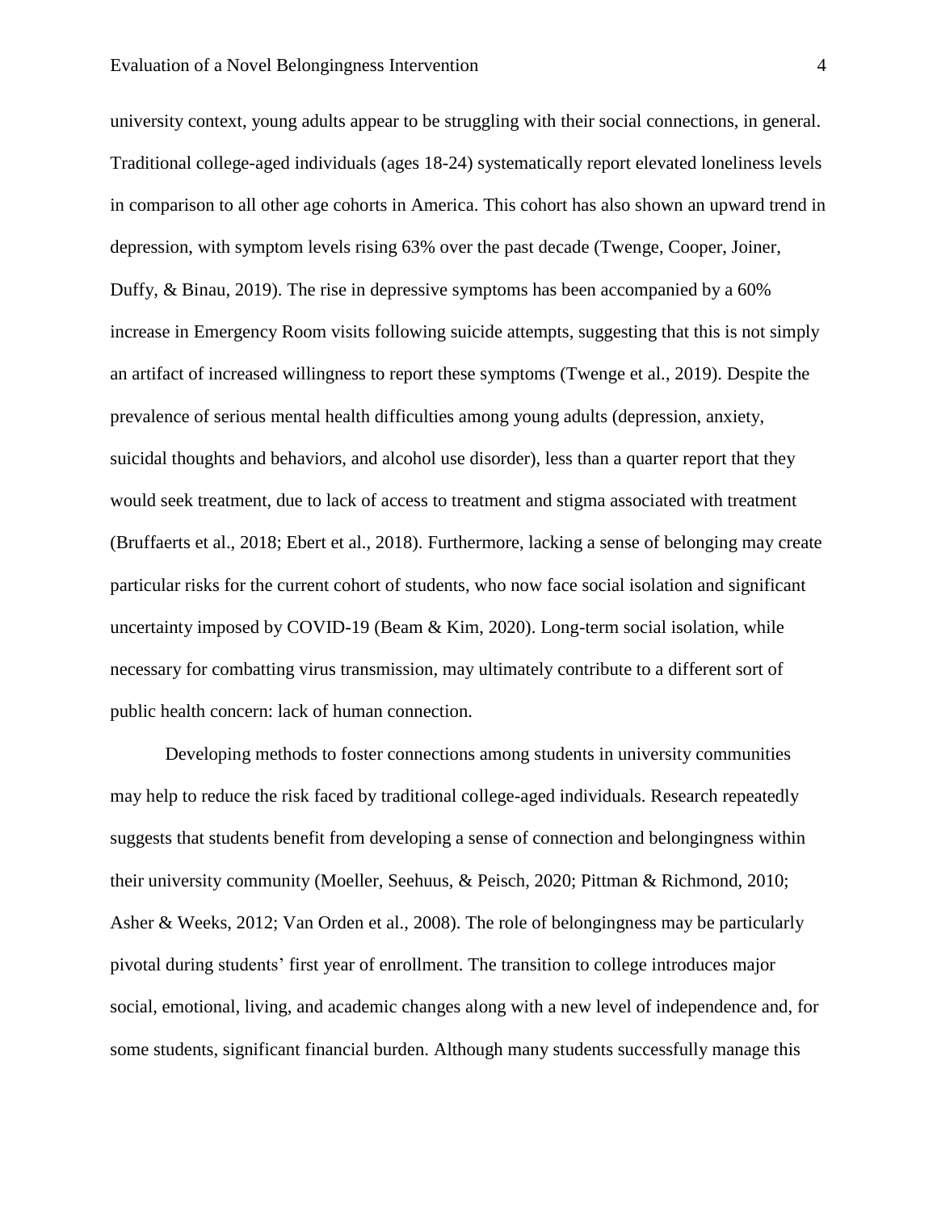university context, young adults appear to be struggling with their social connections, in general. Traditional college-aged individuals (ages 18-24) systematically report elevated loneliness levels in comparison to all other age cohorts in America. This cohort has also shown an upward trend in depression, with symptom levels rising 63% over the past decade (Twenge, Cooper, Joiner, Duffy, & Binau, 2019). The rise in depressive symptoms has been accompanied by a 60% increase in Emergency Room visits following suicide attempts, suggesting that this is not simply an artifact of increased willingness to report these symptoms (Twenge et al., 2019). Despite the prevalence of serious mental health difficulties among young adults (depression, anxiety, suicidal thoughts and behaviors, and alcohol use disorder), less than a quarter report that they would seek treatment, due to lack of access to treatment and stigma associated with treatment (Bruffaerts et al., 2018; Ebert et al., 2018). Furthermore, lacking a sense of belonging may create particular risks for the current cohort of students, who now face social isolation and significant uncertainty imposed by COVID-19 (Beam & Kim, 2020). Long-term social isolation, while necessary for combatting virus transmission, may ultimately contribute to a different sort of public health concern: lack of human connection.

Developing methods to foster connections among students in university communities may help to reduce the risk faced by traditional college-aged individuals. Research repeatedly suggests that students benefit from developing a sense of connection and belongingness within their university community (Moeller, Seehuus, & Peisch, 2020; Pittman & Richmond, 2010; Asher & Weeks, 2012; Van Orden et al., 2008). The role of belongingness may be particularly pivotal during students' first year of enrollment. The transition to college introduces major social, emotional, living, and academic changes along with a new level of independence and, for some students, significant financial burden. Although many students successfully manage this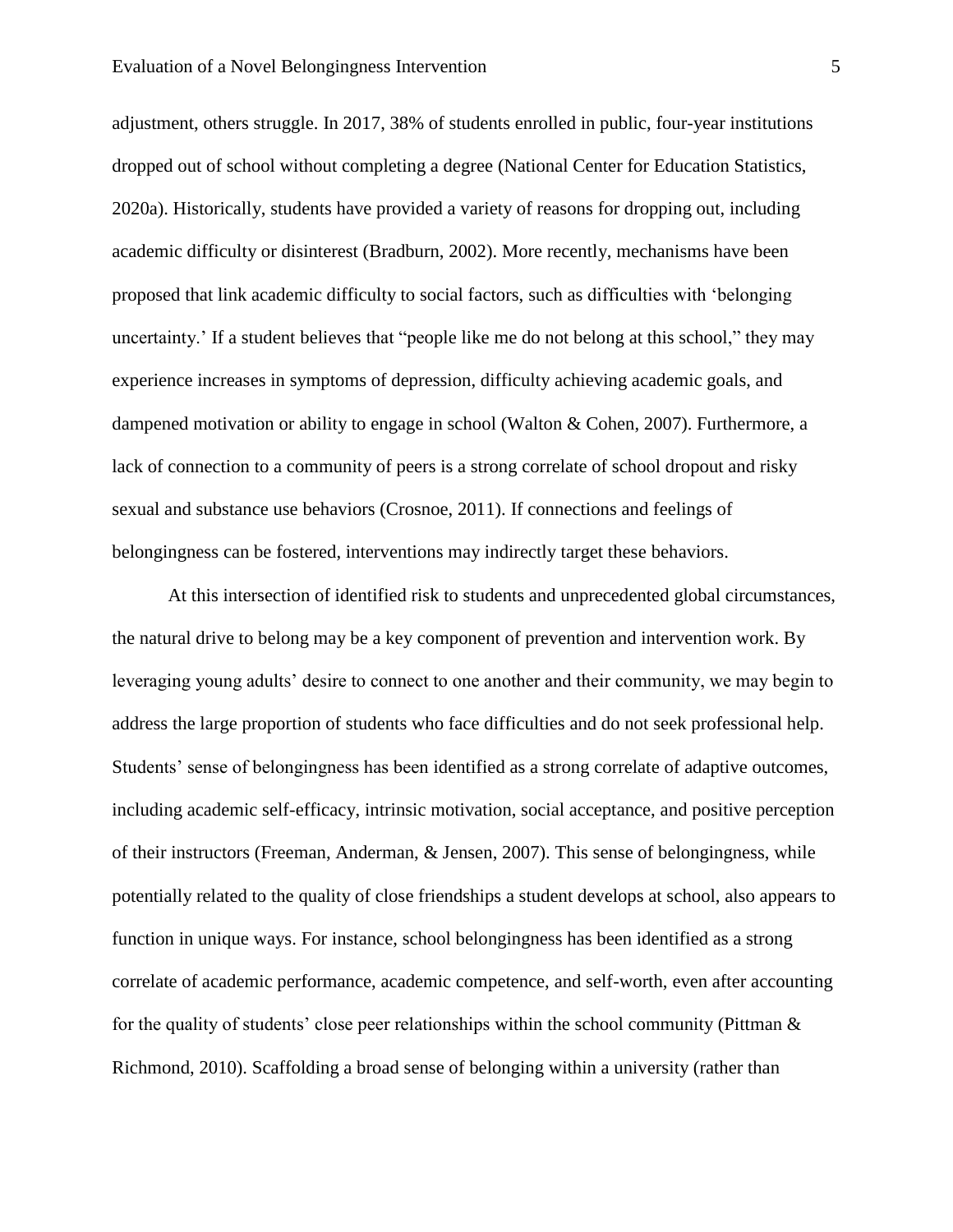adjustment, others struggle. In 2017, 38% of students enrolled in public, four-year institutions dropped out of school without completing a degree (National Center for Education Statistics, 2020a). Historically, students have provided a variety of reasons for dropping out, including academic difficulty or disinterest (Bradburn, 2002). More recently, mechanisms have been proposed that link academic difficulty to social factors, such as difficulties with 'belonging uncertainty.' If a student believes that "people like me do not belong at this school," they may experience increases in symptoms of depression, difficulty achieving academic goals, and dampened motivation or ability to engage in school (Walton & Cohen, 2007). Furthermore, a lack of connection to a community of peers is a strong correlate of school dropout and risky sexual and substance use behaviors (Crosnoe, 2011). If connections and feelings of belongingness can be fostered, interventions may indirectly target these behaviors.

At this intersection of identified risk to students and unprecedented global circumstances, the natural drive to belong may be a key component of prevention and intervention work. By leveraging young adults' desire to connect to one another and their community, we may begin to address the large proportion of students who face difficulties and do not seek professional help. Students' sense of belongingness has been identified as a strong correlate of adaptive outcomes, including academic self-efficacy, intrinsic motivation, social acceptance, and positive perception of their instructors (Freeman, Anderman, & Jensen, 2007). This sense of belongingness, while potentially related to the quality of close friendships a student develops at school, also appears to function in unique ways. For instance, school belongingness has been identified as a strong correlate of academic performance, academic competence, and self-worth, even after accounting for the quality of students' close peer relationships within the school community (Pittman & Richmond, 2010). Scaffolding a broad sense of belonging within a university (rather than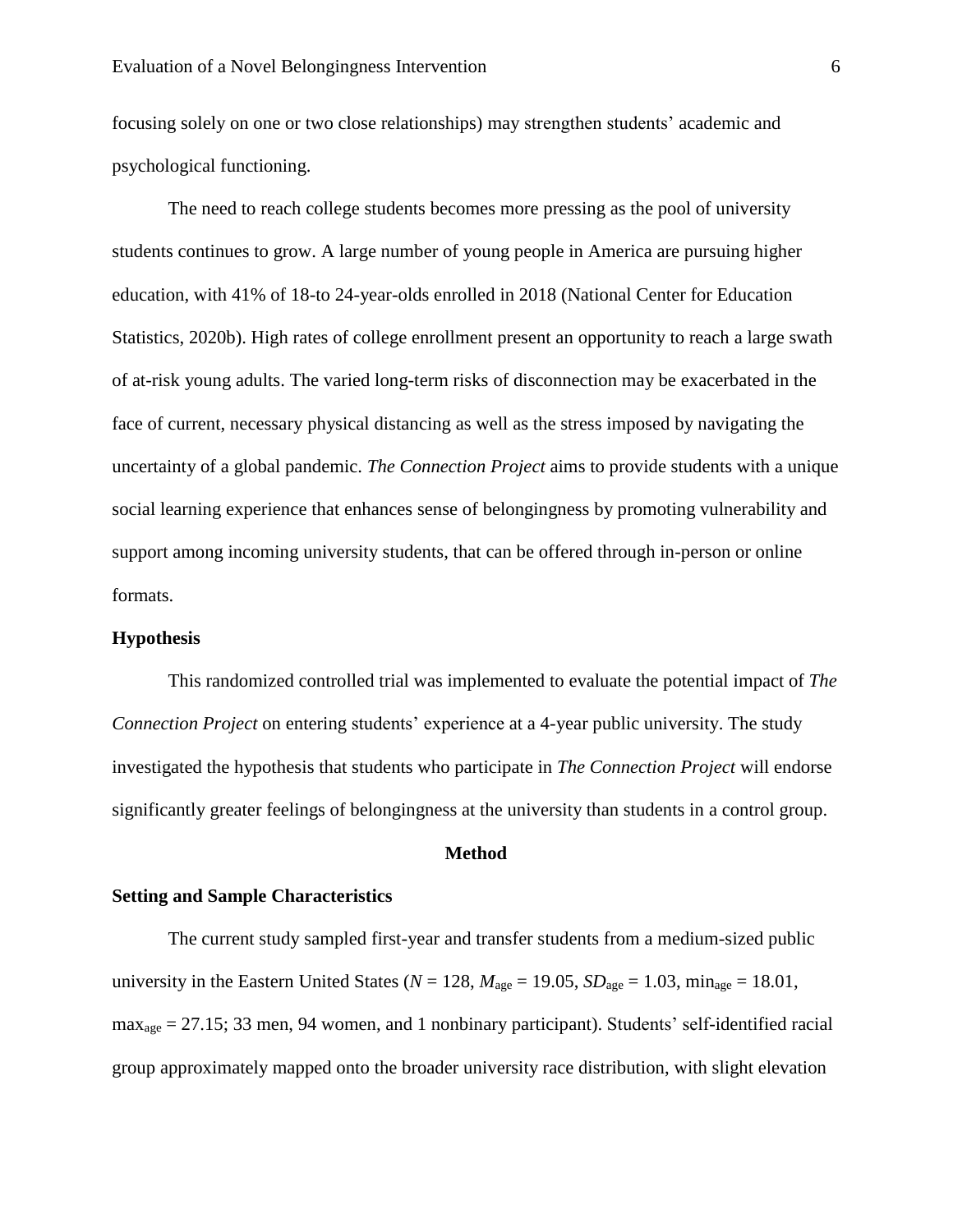focusing solely on one or two close relationships) may strengthen students' academic and psychological functioning.

The need to reach college students becomes more pressing as the pool of university students continues to grow. A large number of young people in America are pursuing higher education, with 41% of 18-to 24-year-olds enrolled in 2018 (National Center for Education Statistics, 2020b). High rates of college enrollment present an opportunity to reach a large swath of at-risk young adults. The varied long-term risks of disconnection may be exacerbated in the face of current, necessary physical distancing as well as the stress imposed by navigating the uncertainty of a global pandemic. *The Connection Project* aims to provide students with a unique social learning experience that enhances sense of belongingness by promoting vulnerability and support among incoming university students, that can be offered through in-person or online formats.

## Hypothesis

This randomized controlled trial was implemented to evaluate the potential impact of *The Connection Project* on entering students' experience at a 4-year public university. The study investigated the hypothesis that students who participate in *The Connection Project* will endorse significantly greater feelings of belongingness at the university than students in a control group.

# Method

## Setting and Sample Characteristics

The current study sampled first-year and transfer students from a medium-sized public university in the Eastern United States ($N$ = 128, $M_{\text{age}}$ = 19.05, $SD_{\text{age}}$ = 1.03, $\text{min}_{\text{age}}$ = 18.01, $\text{max}_{\text{age}}$ = 27.15; 33 men, 94 women, and 1 nonbinary participant). Students' self-identified racial group approximately mapped onto the broader university race distribution, with slight elevation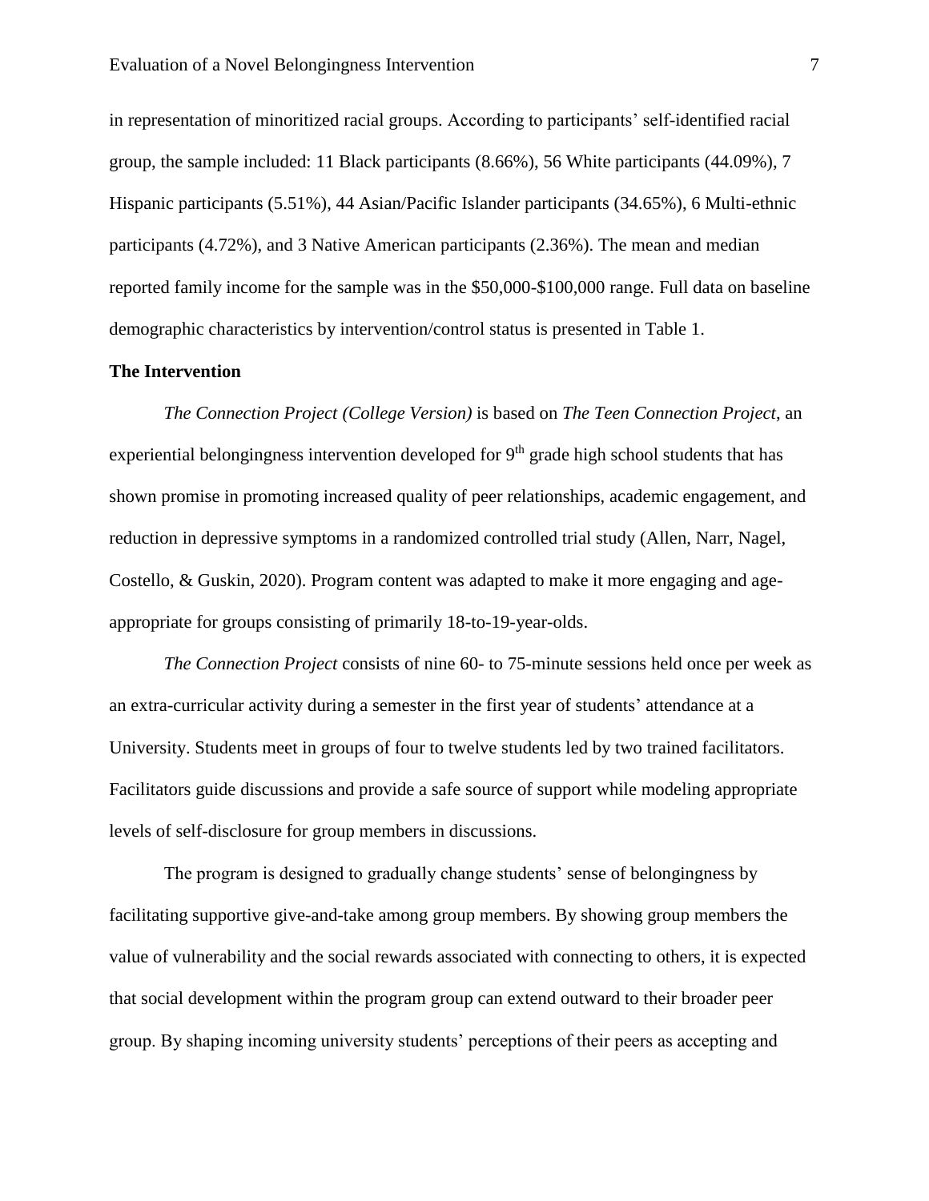in representation of minoritized racial groups. According to participants' self-identified racial group, the sample included: 11 Black participants (8.66%), 56 White participants (44.09%), 7 Hispanic participants (5.51%), 44 Asian/Pacific Islander participants (34.65%), 6 Multi-ethnic participants (4.72%), and 3 Native American participants (2.36%). The mean and median reported family income for the sample was in the \$50,000-\$100,000 range. Full data on baseline demographic characteristics by intervention/control status is presented in Table 1.

**The Intervention**

*The Connection Project (College Version)* is based on *The Teen Connection Project*, an experiential belongingness intervention developed for 9th grade high school students that has shown promise in promoting increased quality of peer relationships, academic engagement, and reduction in depressive symptoms in a randomized controlled trial study (Allen, Narr, Nagel, Costello, & Guskin, 2020). Program content was adapted to make it more engaging and age-appropriate for groups consisting of primarily 18-to-19-year-olds.

*The Connection Project* consists of nine 60- to 75-minute sessions held once per week as an extra-curricular activity during a semester in the first year of students' attendance at a University. Students meet in groups of four to twelve students led by two trained facilitators. Facilitators guide discussions and provide a safe source of support while modeling appropriate levels of self-disclosure for group members in discussions.

The program is designed to gradually change students' sense of belongingness by facilitating supportive give-and-take among group members. By showing group members the value of vulnerability and the social rewards associated with connecting to others, it is expected that social development within the program group can extend outward to their broader peer group. By shaping incoming university students' perceptions of their peers as accepting and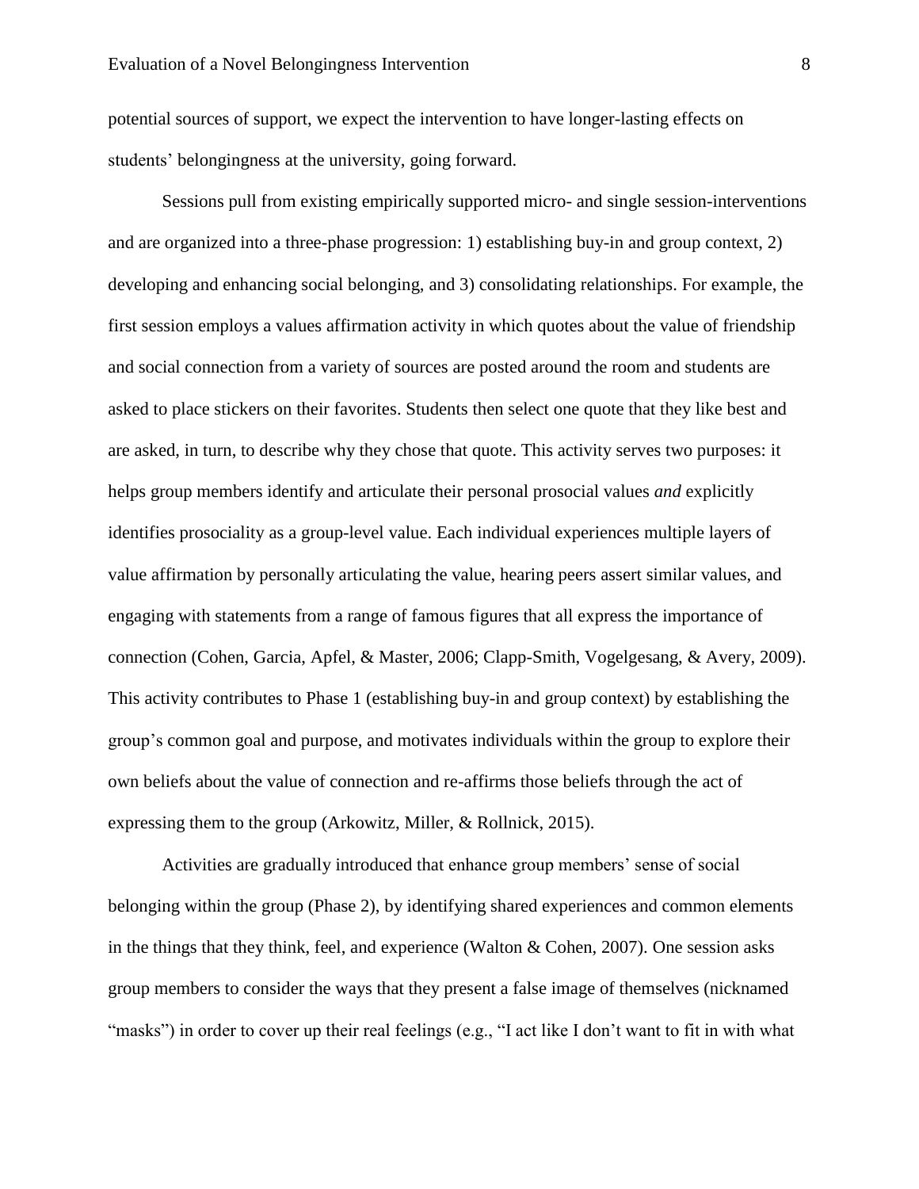potential sources of support, we expect the intervention to have longer-lasting effects on students' belongingness at the university, going forward.

Sessions pull from existing empirically supported micro- and single session-interventions and are organized into a three-phase progression: 1) establishing buy-in and group context, 2) developing and enhancing social belonging, and 3) consolidating relationships. For example, the first session employs a values affirmation activity in which quotes about the value of friendship and social connection from a variety of sources are posted around the room and students are asked to place stickers on their favorites. Students then select one quote that they like best and are asked, in turn, to describe why they chose that quote. This activity serves two purposes: it helps group members identify and articulate their personal prosocial values *and* explicitly identifies prosociality as a group-level value. Each individual experiences multiple layers of value affirmation by personally articulating the value, hearing peers assert similar values, and engaging with statements from a range of famous figures that all express the importance of connection (Cohen, Garcia, Apfel, & Master, 2006; Clapp-Smith, Vogelgesang, & Avery, 2009). This activity contributes to Phase 1 (establishing buy-in and group context) by establishing the group's common goal and purpose, and motivates individuals within the group to explore their own beliefs about the value of connection and re-affirms those beliefs through the act of expressing them to the group (Arkowitz, Miller, & Rollnick, 2015).

Activities are gradually introduced that enhance group members' sense of social belonging within the group (Phase 2), by identifying shared experiences and common elements in the things that they think, feel, and experience (Walton & Cohen, 2007). One session asks group members to consider the ways that they present a false image of themselves (nicknamed "masks") in order to cover up their real feelings (e.g., "I act like I don't want to fit in with what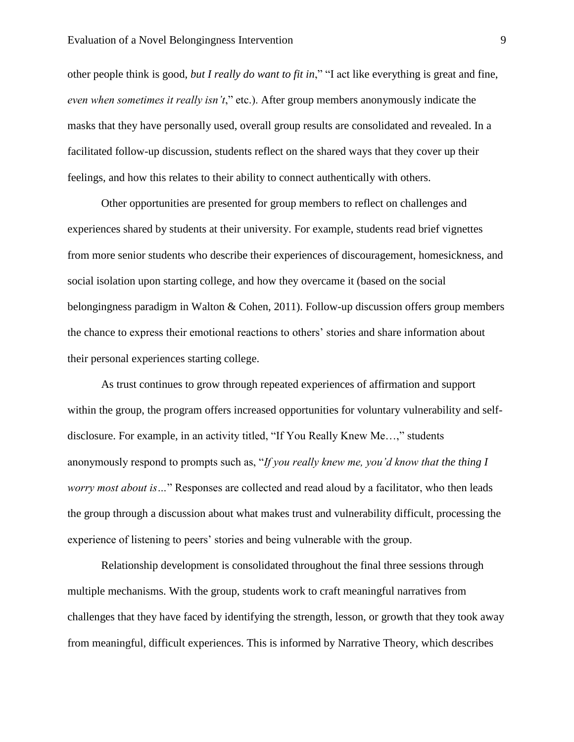other people think is good, *but I really do want to fit in*," "I act like everything is great and fine, *even when sometimes it really isn't*," etc.). After group members anonymously indicate the masks that they have personally used, overall group results are consolidated and revealed. In a facilitated follow-up discussion, students reflect on the shared ways that they cover up their feelings, and how this relates to their ability to connect authentically with others.

Other opportunities are presented for group members to reflect on challenges and experiences shared by students at their university. For example, students read brief vignettes from more senior students who describe their experiences of discouragement, homesickness, and social isolation upon starting college, and how they overcame it (based on the social belongingness paradigm in Walton & Cohen, 2011). Follow-up discussion offers group members the chance to express their emotional reactions to others' stories and share information about their personal experiences starting college.

As trust continues to grow through repeated experiences of affirmation and support within the group, the program offers increased opportunities for voluntary vulnerability and self-disclosure. For example, in an activity titled, "If You Really Knew Me…," students anonymously respond to prompts such as, "*If you really knew me, you'd know that the thing I worry most about is…*" Responses are collected and read aloud by a facilitator, who then leads the group through a discussion about what makes trust and vulnerability difficult, processing the experience of listening to peers' stories and being vulnerable with the group.

Relationship development is consolidated throughout the final three sessions through multiple mechanisms. With the group, students work to craft meaningful narratives from challenges that they have faced by identifying the strength, lesson, or growth that they took away from meaningful, difficult experiences. This is informed by Narrative Theory, which describes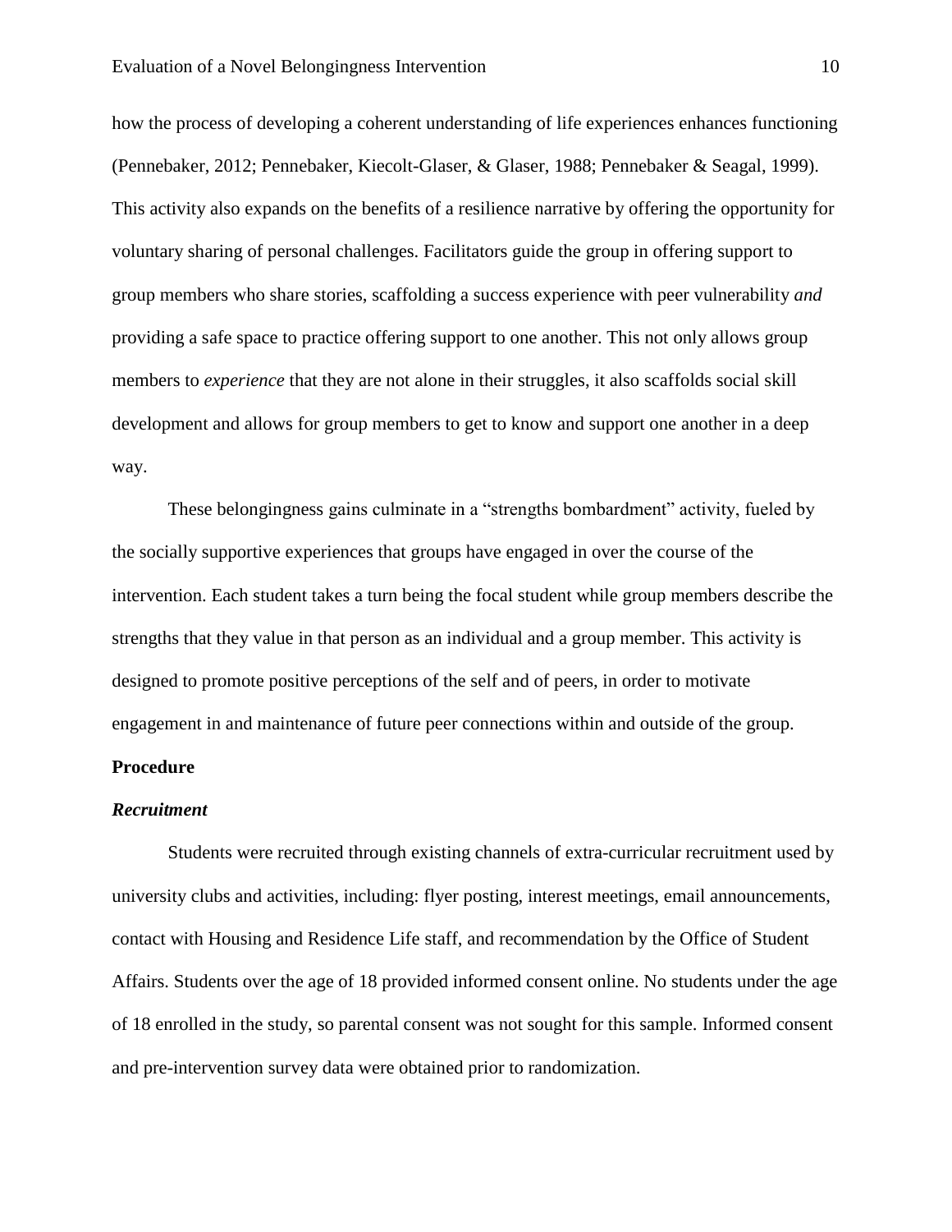how the process of developing a coherent understanding of life experiences enhances functioning (Pennebaker, 2012; Pennebaker, Kiecolt-Glaser, & Glaser, 1988; Pennebaker & Seagal, 1999). This activity also expands on the benefits of a resilience narrative by offering the opportunity for voluntary sharing of personal challenges. Facilitators guide the group in offering support to group members who share stories, scaffolding a success experience with peer vulnerability *and* providing a safe space to practice offering support to one another. This not only allows group members to *experience* that they are not alone in their struggles, it also scaffolds social skill development and allows for group members to get to know and support one another in a deep way.

These belongingness gains culminate in a "strengths bombardment" activity, fueled by the socially supportive experiences that groups have engaged in over the course of the intervention. Each student takes a turn being the focal student while group members describe the strengths that they value in that person as an individual and a group member. This activity is designed to promote positive perceptions of the self and of peers, in order to motivate engagement in and maintenance of future peer connections within and outside of the group.

## Procedure

### *Recruitment*

Students were recruited through existing channels of extra-curricular recruitment used by university clubs and activities, including: flyer posting, interest meetings, email announcements, contact with Housing and Residence Life staff, and recommendation by the Office of Student Affairs. Students over the age of 18 provided informed consent online. No students under the age of 18 enrolled in the study, so parental consent was not sought for this sample. Informed consent and pre-intervention survey data were obtained prior to randomization.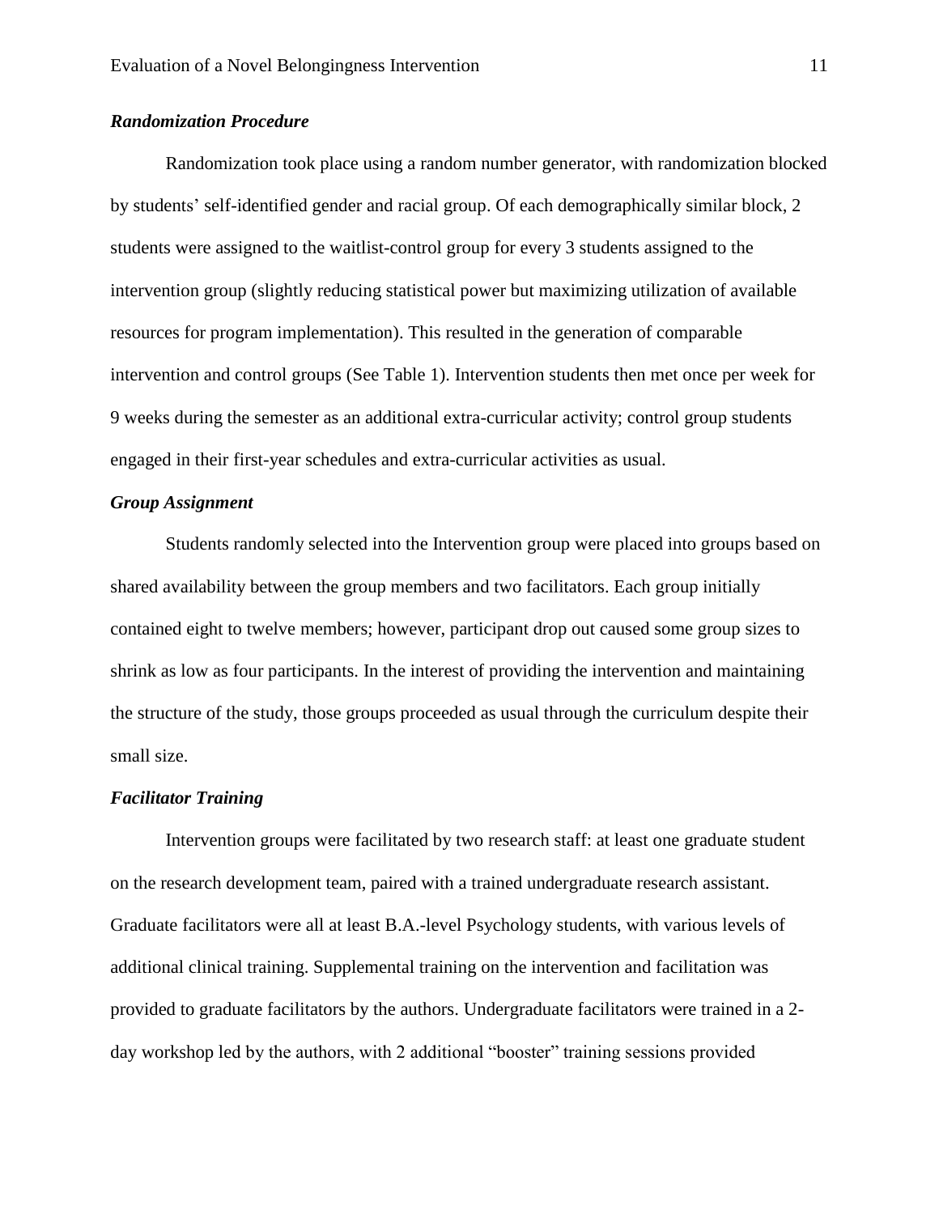### *Randomization Procedure*

Randomization took place using a random number generator, with randomization blocked by students' self-identified gender and racial group. Of each demographically similar block, 2 students were assigned to the waitlist-control group for every 3 students assigned to the intervention group (slightly reducing statistical power but maximizing utilization of available resources for program implementation). This resulted in the generation of comparable intervention and control groups (See Table 1). Intervention students then met once per week for 9 weeks during the semester as an additional extra-curricular activity; control group students engaged in their first-year schedules and extra-curricular activities as usual.

### *Group Assignment*

Students randomly selected into the Intervention group were placed into groups based on shared availability between the group members and two facilitators. Each group initially contained eight to twelve members; however, participant drop out caused some group sizes to shrink as low as four participants. In the interest of providing the intervention and maintaining the structure of the study, those groups proceeded as usual through the curriculum despite their small size.

### *Facilitator Training*

Intervention groups were facilitated by two research staff: at least one graduate student on the research development team, paired with a trained undergraduate research assistant. Graduate facilitators were all at least B.A.-level Psychology students, with various levels of additional clinical training. Supplemental training on the intervention and facilitation was provided to graduate facilitators by the authors. Undergraduate facilitators were trained in a 2-day workshop led by the authors, with 2 additional "booster" training sessions provided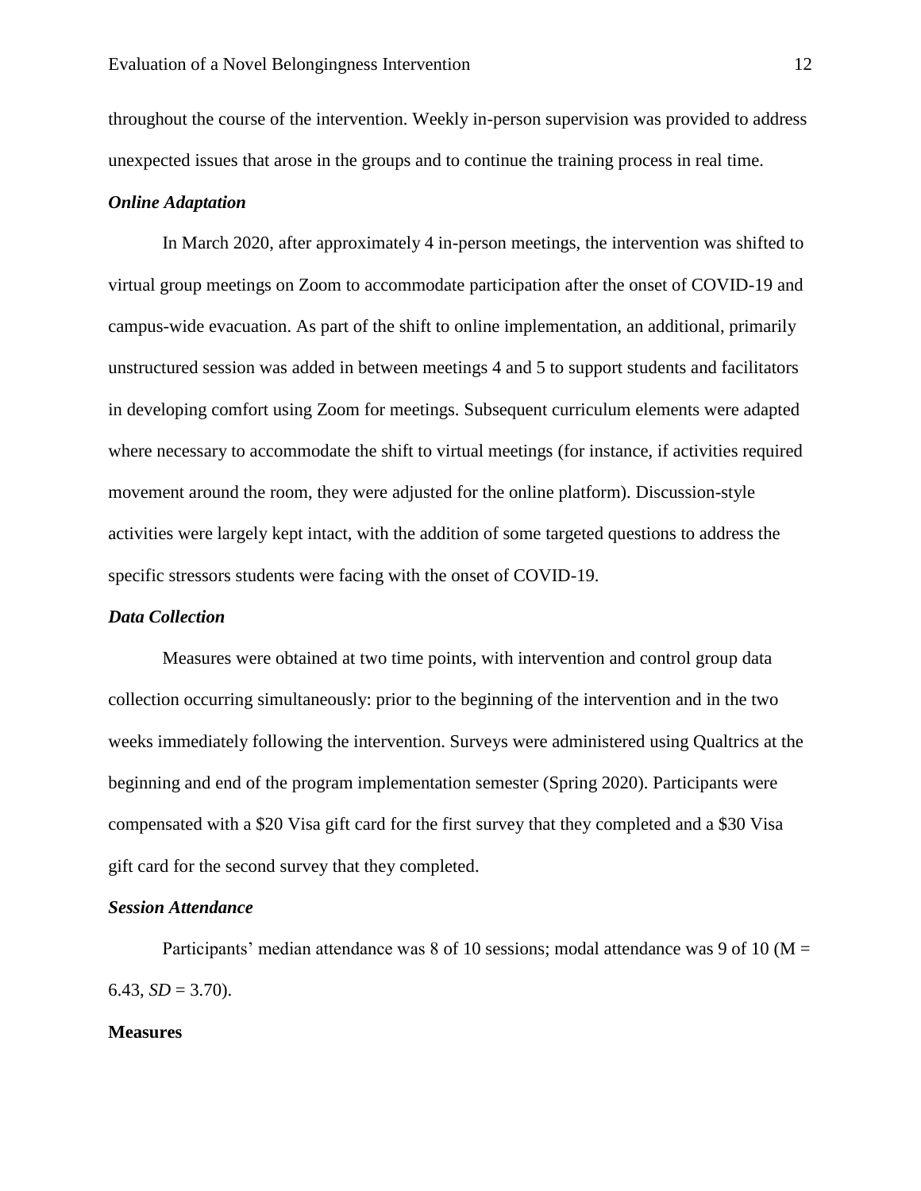throughout the course of the intervention. Weekly in-person supervision was provided to address unexpected issues that arose in the groups and to continue the training process in real time.

### *Online Adaptation*

In March 2020, after approximately 4 in-person meetings, the intervention was shifted to virtual group meetings on Zoom to accommodate participation after the onset of COVID-19 and campus-wide evacuation. As part of the shift to online implementation, an additional, primarily unstructured session was added in between meetings 4 and 5 to support students and facilitators in developing comfort using Zoom for meetings. Subsequent curriculum elements were adapted where necessary to accommodate the shift to virtual meetings (for instance, if activities required movement around the room, they were adjusted for the online platform). Discussion-style activities were largely kept intact, with the addition of some targeted questions to address the specific stressors students were facing with the onset of COVID-19.

### *Data Collection*

Measures were obtained at two time points, with intervention and control group data collection occurring simultaneously: prior to the beginning of the intervention and in the two weeks immediately following the intervention. Surveys were administered using Qualtrics at the beginning and end of the program implementation semester (Spring 2020). Participants were compensated with a $20 Visa gift card for the first survey that they completed and a $30 Visa gift card for the second survey that they completed.

### *Session Attendance*

Participants' median attendance was 8 of 10 sessions; modal attendance was 9 of 10 ($M$ = 6.43, $SD$ = 3.70).

## **Measures**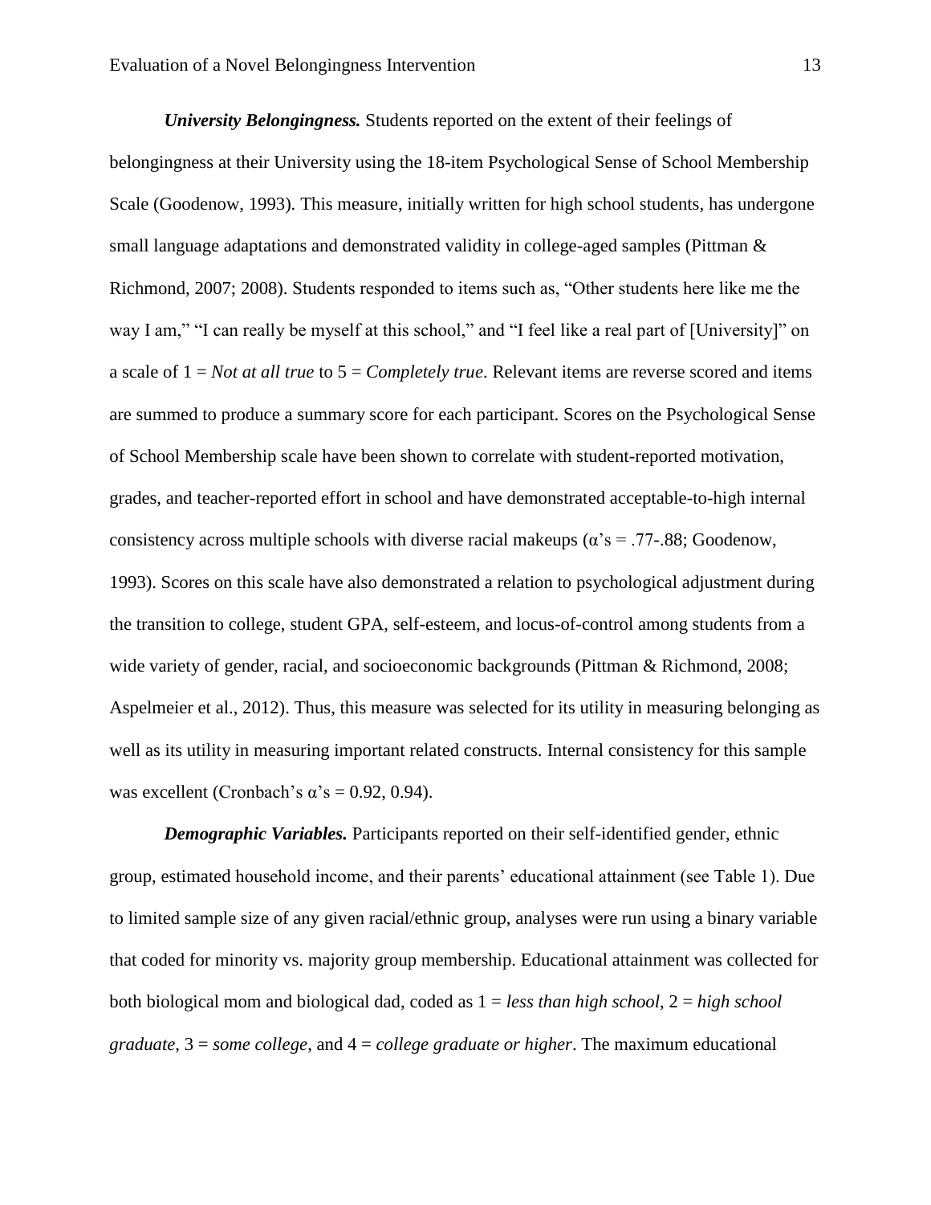***University Belongingness.*** Students reported on the extent of their feelings of belongingness at their University using the 18-item Psychological Sense of School Membership Scale (Goodenow, 1993). This measure, initially written for high school students, has undergone small language adaptations and demonstrated validity in college-aged samples (Pittman & Richmond, 2007; 2008). Students responded to items such as, "Other students here like me the way I am," "I can really be myself at this school," and "I feel like a real part of [University]" on a scale of 1 = *Not at all true* to 5 = *Completely true*. Relevant items are reverse scored and items are summed to produce a summary score for each participant. Scores on the Psychological Sense of School Membership scale have been shown to correlate with student-reported motivation, grades, and teacher-reported effort in school and have demonstrated acceptable-to-high internal consistency across multiple schools with diverse racial makeups ($\alpha$'s = .77-.88; Goodenow, 1993). Scores on this scale have also demonstrated a relation to psychological adjustment during the transition to college, student GPA, self-esteem, and locus-of-control among students from a wide variety of gender, racial, and socioeconomic backgrounds (Pittman & Richmond, 2008; Aspelmeier et al., 2012). Thus, this measure was selected for its utility in measuring belonging as well as its utility in measuring important related constructs. Internal consistency for this sample was excellent (Cronbach's $\alpha$'s = 0.92, 0.94).

***Demographic Variables.*** Participants reported on their self-identified gender, ethnic group, estimated household income, and their parents' educational attainment (see Table 1). Due to limited sample size of any given racial/ethnic group, analyses were run using a binary variable that coded for minority vs. majority group membership. Educational attainment was collected for both biological mom and biological dad, coded as 1 = *less than high school*, 2 = *high school graduate*, 3 = *some college*, and 4 = *college graduate or higher*. The maximum educational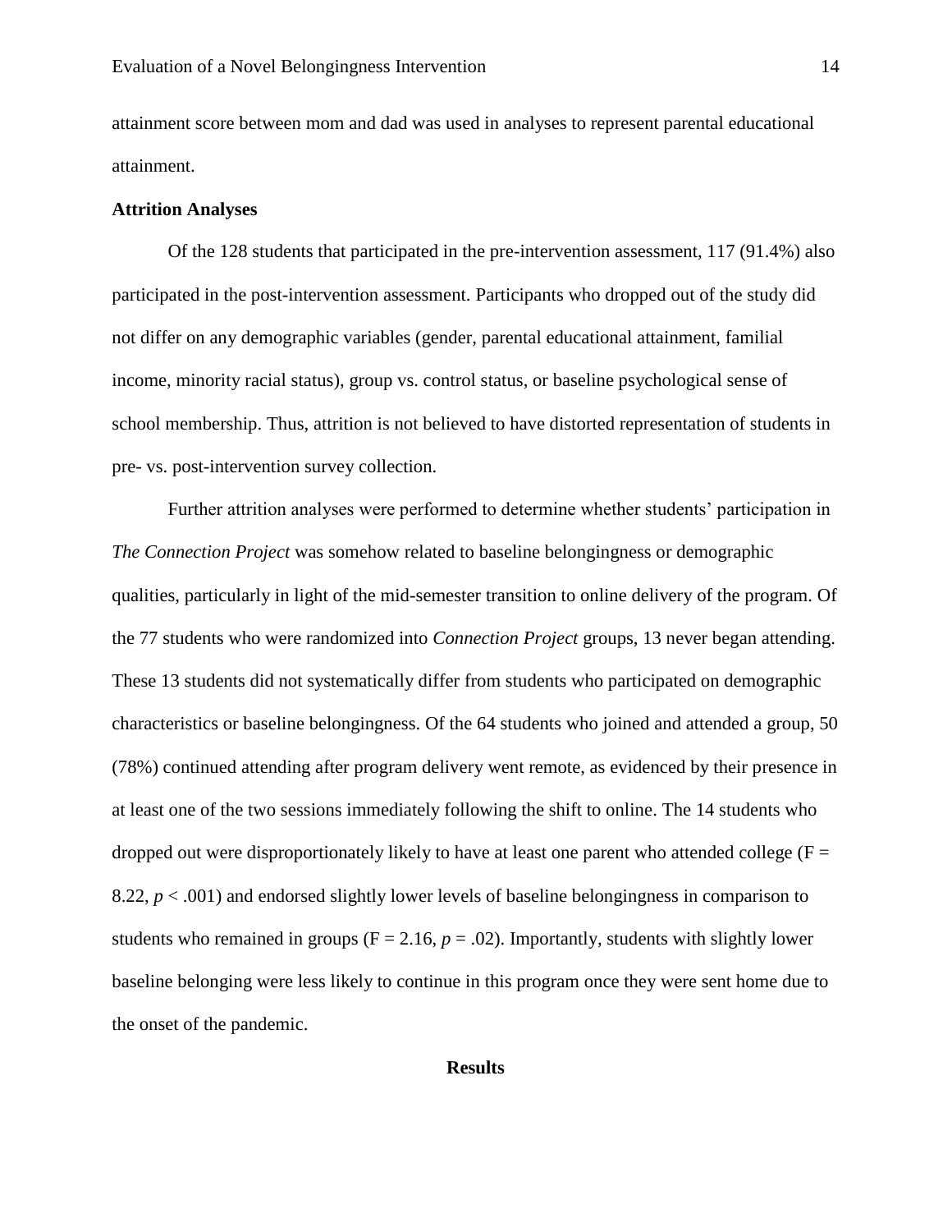attainment score between mom and dad was used in analyses to represent parental educational attainment.

**Attrition Analyses**

Of the 128 students that participated in the pre-intervention assessment, 117 (91.4%) also participated in the post-intervention assessment. Participants who dropped out of the study did not differ on any demographic variables (gender, parental educational attainment, familial income, minority racial status), group vs. control status, or baseline psychological sense of school membership. Thus, attrition is not believed to have distorted representation of students in pre- vs. post-intervention survey collection.

Further attrition analyses were performed to determine whether students' participation in *The Connection Project* was somehow related to baseline belongingness or demographic qualities, particularly in light of the mid-semester transition to online delivery of the program. Of the 77 students who were randomized into *Connection Project* groups, 13 never began attending. These 13 students did not systematically differ from students who participated on demographic characteristics or baseline belongingness. Of the 64 students who joined and attended a group, 50 (78%) continued attending after program delivery went remote, as evidenced by their presence in at least one of the two sessions immediately following the shift to online. The 14 students who dropped out were disproportionately likely to have at least one parent who attended college ($F = 8.22$, $p < .001$) and endorsed slightly lower levels of baseline belongingness in comparison to students who remained in groups ($F = 2.16$, $p = .02$). Importantly, students with slightly lower baseline belonging were less likely to continue in this program once they were sent home due to the onset of the pandemic.

## Results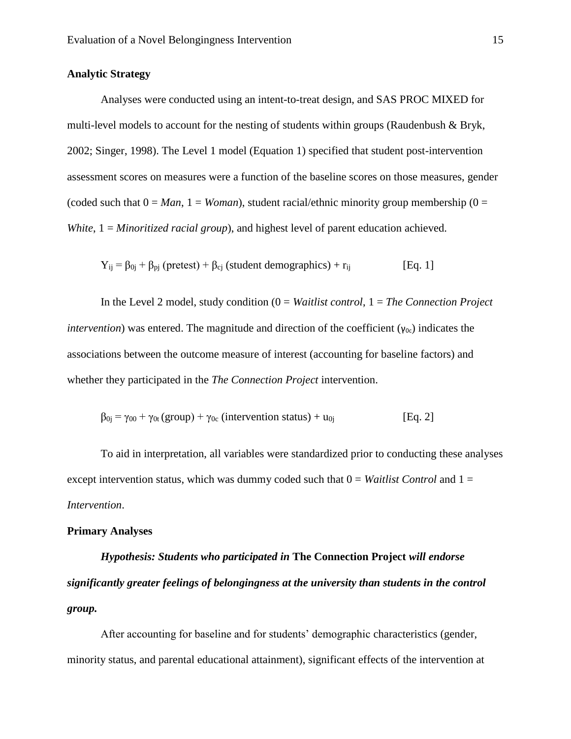**Analytic Strategy**

Analyses were conducted using an intent-to-treat design, and SAS PROC MIXED for multi-level models to account for the nesting of students within groups (Raudenbush & Bryk, 2002; Singer, 1998). The Level 1 model (Equation 1) specified that student post-intervention assessment scores on measures were a function of the baseline scores on those measures, gender (coded such that 0 = *Man*, 1 = *Woman*), student racial/ethnic minority group membership (0 = *White*, 1 = *Minoritized racial group*), and highest level of parent education achieved.

$$Y_{ij} = \beta_{0j} + \beta_{pj}\,(\text{pretest}) + \beta_{cj}\,(\text{student demographics}) + r_{ij} \qquad \text{[Eq. 1]}$$

In the Level 2 model, study condition (0 = *Waitlist control*, 1 = *The Connection Project intervention*) was entered. The magnitude and direction of the coefficient ($\gamma_{0c}$) indicates the associations between the outcome measure of interest (accounting for baseline factors) and whether they participated in the *The Connection Project* intervention.

$$\beta_{0j} = \gamma_{00} + \gamma_{0t}\,(\text{group}) + \gamma_{0c}\,(\text{intervention status}) + u_{0j} \qquad \text{[Eq. 2]}$$

To aid in interpretation, all variables were standardized prior to conducting these analyses except intervention status, which was dummy coded such that 0 = *Waitlist Control* and 1 = *Intervention*.

**Primary Analyses**

***Hypothesis: Students who participated in* The Connection Project *will endorse significantly greater feelings of belongingness at the university than students in the control group.***

After accounting for baseline and for students' demographic characteristics (gender, minority status, and parental educational attainment), significant effects of the intervention at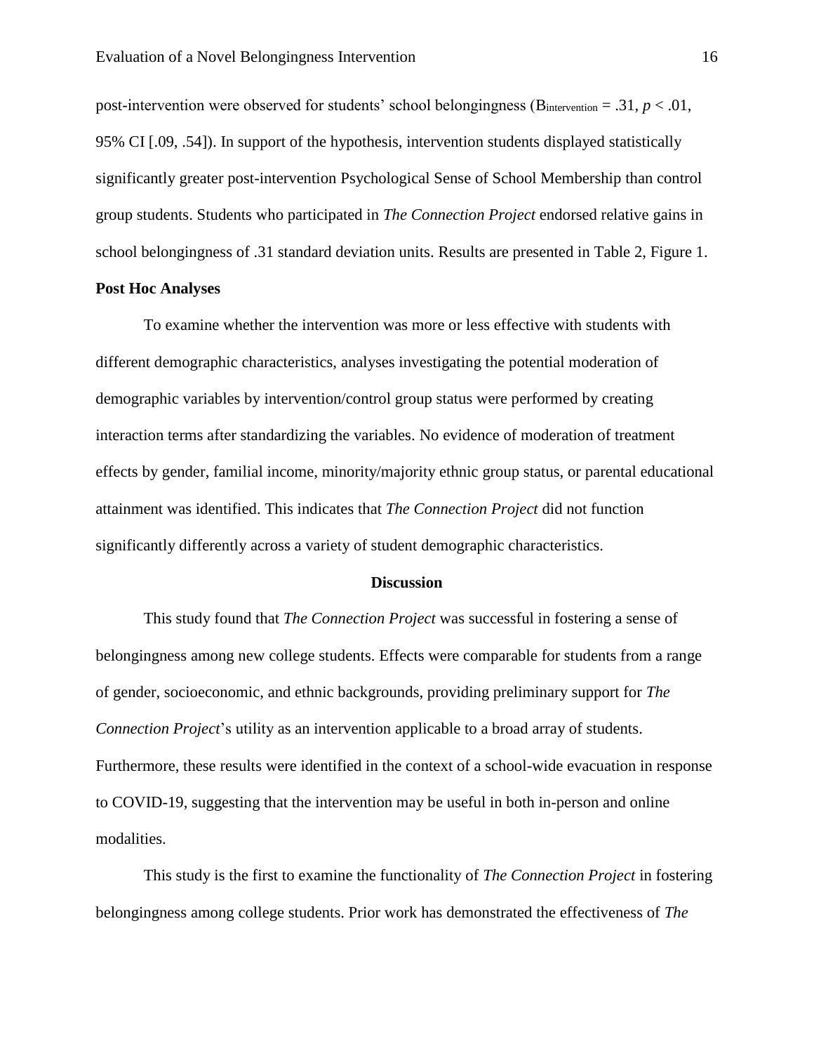post-intervention were observed for students' school belongingness ($B_{intervention} = .31$, $p < .01$, 95% CI [.09, .54]). In support of the hypothesis, intervention students displayed statistically significantly greater post-intervention Psychological Sense of School Membership than control group students. Students who participated in *The Connection Project* endorsed relative gains in school belongingness of .31 standard deviation units. Results are presented in Table 2, Figure 1.

**Post Hoc Analyses**

To examine whether the intervention was more or less effective with students with different demographic characteristics, analyses investigating the potential moderation of demographic variables by intervention/control group status were performed by creating interaction terms after standardizing the variables. No evidence of moderation of treatment effects by gender, familial income, minority/majority ethnic group status, or parental educational attainment was identified. This indicates that *The Connection Project* did not function significantly differently across a variety of student demographic characteristics.

## Discussion

This study found that *The Connection Project* was successful in fostering a sense of belongingness among new college students. Effects were comparable for students from a range of gender, socioeconomic, and ethnic backgrounds, providing preliminary support for *The Connection Project*'s utility as an intervention applicable to a broad array of students. Furthermore, these results were identified in the context of a school-wide evacuation in response to COVID-19, suggesting that the intervention may be useful in both in-person and online modalities.

This study is the first to examine the functionality of *The Connection Project* in fostering belongingness among college students. Prior work has demonstrated the effectiveness of *The*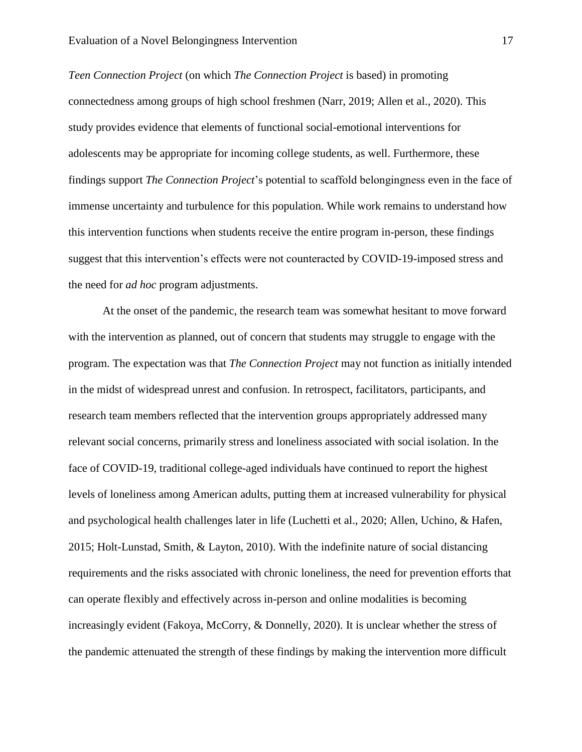*Teen Connection Project* (on which *The Connection Project* is based) in promoting connectedness among groups of high school freshmen (Narr, 2019; Allen et al., 2020). This study provides evidence that elements of functional social-emotional interventions for adolescents may be appropriate for incoming college students, as well. Furthermore, these findings support *The Connection Project*'s potential to scaffold belongingness even in the face of immense uncertainty and turbulence for this population. While work remains to understand how this intervention functions when students receive the entire program in-person, these findings suggest that this intervention's effects were not counteracted by COVID-19-imposed stress and the need for *ad hoc* program adjustments.

At the onset of the pandemic, the research team was somewhat hesitant to move forward with the intervention as planned, out of concern that students may struggle to engage with the program. The expectation was that *The Connection Project* may not function as initially intended in the midst of widespread unrest and confusion. In retrospect, facilitators, participants, and research team members reflected that the intervention groups appropriately addressed many relevant social concerns, primarily stress and loneliness associated with social isolation. In the face of COVID-19, traditional college-aged individuals have continued to report the highest levels of loneliness among American adults, putting them at increased vulnerability for physical and psychological health challenges later in life (Luchetti et al., 2020; Allen, Uchino, & Hafen, 2015; Holt-Lunstad, Smith, & Layton, 2010). With the indefinite nature of social distancing requirements and the risks associated with chronic loneliness, the need for prevention efforts that can operate flexibly and effectively across in-person and online modalities is becoming increasingly evident (Fakoya, McCorry, & Donnelly, 2020). It is unclear whether the stress of the pandemic attenuated the strength of these findings by making the intervention more difficult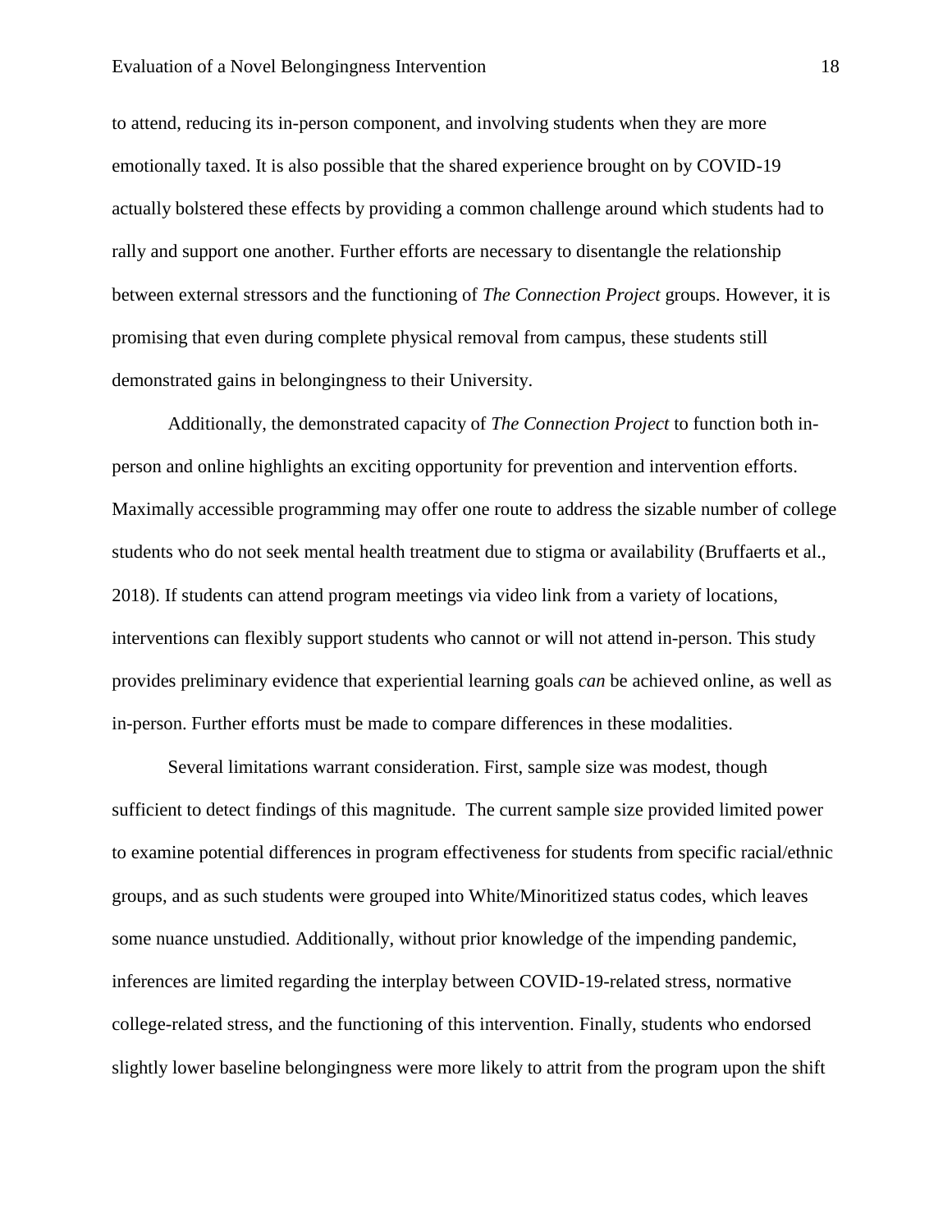to attend, reducing its in-person component, and involving students when they are more emotionally taxed. It is also possible that the shared experience brought on by COVID-19 actually bolstered these effects by providing a common challenge around which students had to rally and support one another. Further efforts are necessary to disentangle the relationship between external stressors and the functioning of *The Connection Project* groups. However, it is promising that even during complete physical removal from campus, these students still demonstrated gains in belongingness to their University.

Additionally, the demonstrated capacity of *The Connection Project* to function both in-person and online highlights an exciting opportunity for prevention and intervention efforts. Maximally accessible programming may offer one route to address the sizable number of college students who do not seek mental health treatment due to stigma or availability (Bruffaerts et al., 2018). If students can attend program meetings via video link from a variety of locations, interventions can flexibly support students who cannot or will not attend in-person. This study provides preliminary evidence that experiential learning goals *can* be achieved online, as well as in-person. Further efforts must be made to compare differences in these modalities.

Several limitations warrant consideration. First, sample size was modest, though sufficient to detect findings of this magnitude. The current sample size provided limited power to examine potential differences in program effectiveness for students from specific racial/ethnic groups, and as such students were grouped into White/Minoritized status codes, which leaves some nuance unstudied. Additionally, without prior knowledge of the impending pandemic, inferences are limited regarding the interplay between COVID-19-related stress, normative college-related stress, and the functioning of this intervention. Finally, students who endorsed slightly lower baseline belongingness were more likely to attrit from the program upon the shift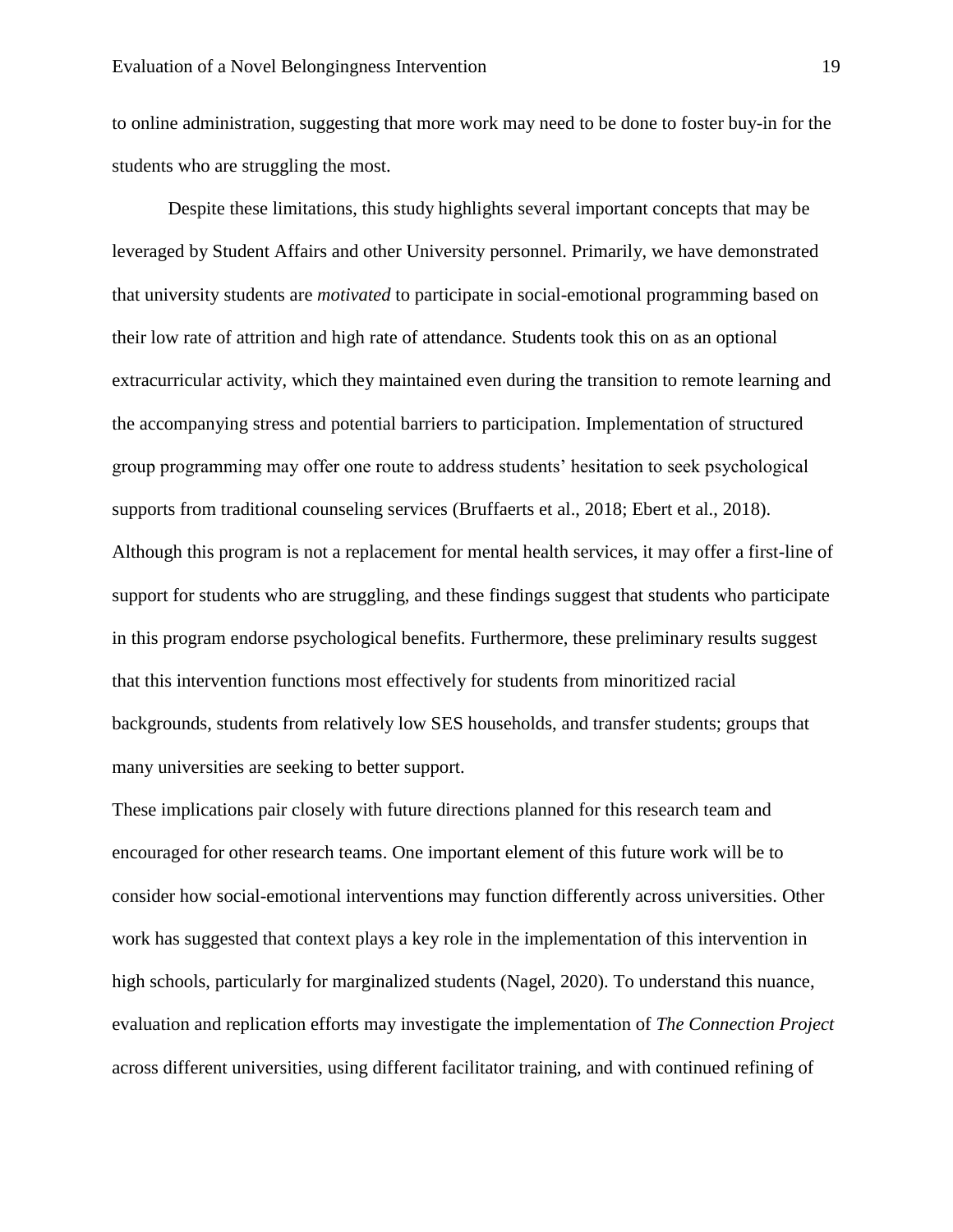to online administration, suggesting that more work may need to be done to foster buy-in for the students who are struggling the most.

Despite these limitations, this study highlights several important concepts that may be leveraged by Student Affairs and other University personnel. Primarily, we have demonstrated that university students are *motivated* to participate in social-emotional programming based on their low rate of attrition and high rate of attendance. Students took this on as an optional extracurricular activity, which they maintained even during the transition to remote learning and the accompanying stress and potential barriers to participation. Implementation of structured group programming may offer one route to address students' hesitation to seek psychological supports from traditional counseling services (Bruffaerts et al., 2018; Ebert et al., 2018). Although this program is not a replacement for mental health services, it may offer a first-line of support for students who are struggling, and these findings suggest that students who participate in this program endorse psychological benefits. Furthermore, these preliminary results suggest that this intervention functions most effectively for students from minoritized racial backgrounds, students from relatively low SES households, and transfer students; groups that many universities are seeking to better support.

These implications pair closely with future directions planned for this research team and encouraged for other research teams. One important element of this future work will be to consider how social-emotional interventions may function differently across universities. Other work has suggested that context plays a key role in the implementation of this intervention in high schools, particularly for marginalized students (Nagel, 2020). To understand this nuance, evaluation and replication efforts may investigate the implementation of *The Connection Project* across different universities, using different facilitator training, and with continued refining of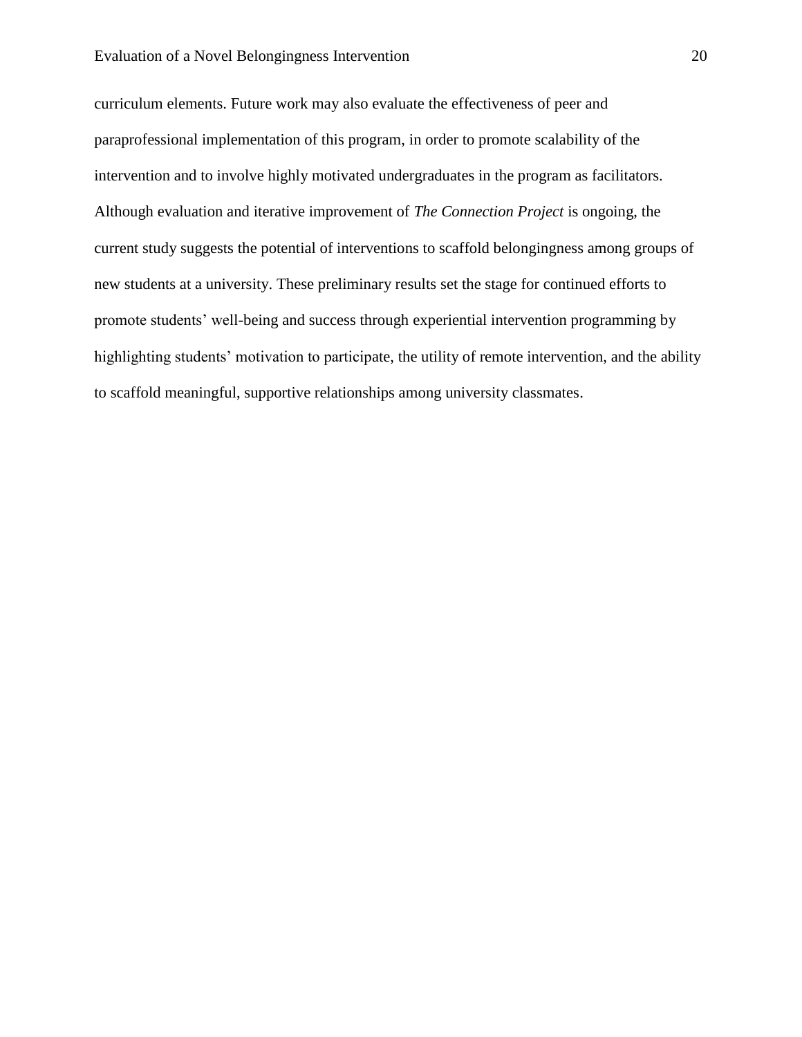curriculum elements. Future work may also evaluate the effectiveness of peer and paraprofessional implementation of this program, in order to promote scalability of the intervention and to involve highly motivated undergraduates in the program as facilitators. Although evaluation and iterative improvement of *The Connection Project* is ongoing, the current study suggests the potential of interventions to scaffold belongingness among groups of new students at a university. These preliminary results set the stage for continued efforts to promote students' well-being and success through experiential intervention programming by highlighting students' motivation to participate, the utility of remote intervention, and the ability to scaffold meaningful, supportive relationships among university classmates.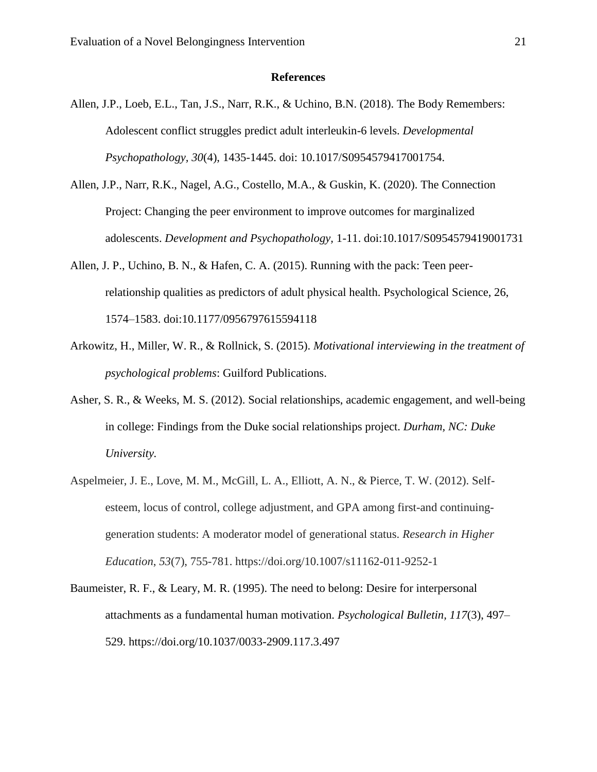**References**

Allen, J.P., Loeb, E.L., Tan, J.S., Narr, R.K., & Uchino, B.N. (2018). The Body Remembers: Adolescent conflict struggles predict adult interleukin-6 levels. *Developmental Psychopathology, 30*(4), 1435-1445. doi: 10.1017/S0954579417001754.

Allen, J.P., Narr, R.K., Nagel, A.G., Costello, M.A., & Guskin, K. (2020). The Connection Project: Changing the peer environment to improve outcomes for marginalized adolescents. *Development and Psychopathology,* 1-11. doi:10.1017/S0954579419001731

Allen, J. P., Uchino, B. N., & Hafen, C. A. (2015). Running with the pack: Teen peer-relationship qualities as predictors of adult physical health. Psychological Science, 26, 1574–1583. doi:10.1177/0956797615594118

Arkowitz, H., Miller, W. R., & Rollnick, S. (2015). *Motivational interviewing in the treatment of psychological problems*: Guilford Publications.

Asher, S. R., & Weeks, M. S. (2012). Social relationships, academic engagement, and well-being in college: Findings from the Duke social relationships project. *Durham, NC: Duke University.*

Aspelmeier, J. E., Love, M. M., McGill, L. A., Elliott, A. N., & Pierce, T. W. (2012). Self-esteem, locus of control, college adjustment, and GPA among first-and continuing-generation students: A moderator model of generational status. *Research in Higher Education*, *53*(7), 755-781. https://doi.org/10.1007/s11162-011-9252-1

Baumeister, R. F., & Leary, M. R. (1995). The need to belong: Desire for interpersonal attachments as a fundamental human motivation. *Psychological Bulletin, 117*(3), 497–529. https://doi.org/10.1037/0033-2909.117.3.497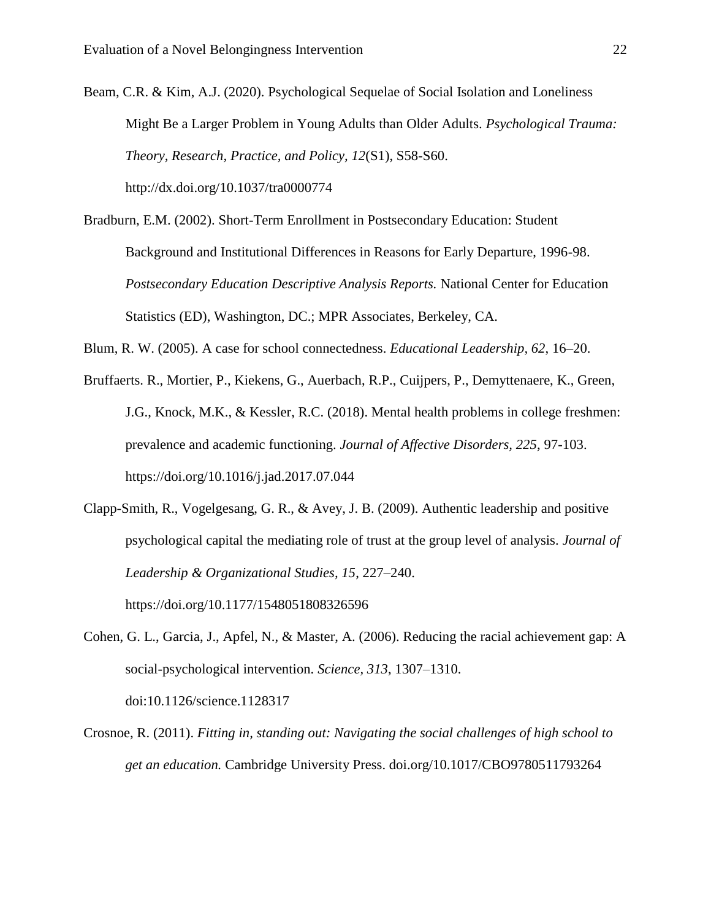Beam, C.R. & Kim, A.J. (2020). Psychological Sequelae of Social Isolation and Loneliness Might Be a Larger Problem in Young Adults than Older Adults. *Psychological Trauma: Theory, Research, Practice, and Policy, 12*(S1), S58-S60. http://dx.doi.org/10.1037/tra0000774

Bradburn, E.M. (2002). Short-Term Enrollment in Postsecondary Education: Student Background and Institutional Differences in Reasons for Early Departure, 1996-98. *Postsecondary Education Descriptive Analysis Reports.* National Center for Education Statistics (ED), Washington, DC.; MPR Associates, Berkeley, CA.

Blum, R. W. (2005). A case for school connectedness. *Educational Leadership, 62*, 16–20.

Bruffaerts. R., Mortier, P., Kiekens, G., Auerbach, R.P., Cuijpers, P., Demyttenaere, K., Green, J.G., Knock, M.K., & Kessler, R.C. (2018). Mental health problems in college freshmen: prevalence and academic functioning. *Journal of Affective Disorders, 225*, 97-103. https://doi.org/10.1016/j.jad.2017.07.044

Clapp-Smith, R., Vogelgesang, G. R., & Avey, J. B. (2009). Authentic leadership and positive psychological capital the mediating role of trust at the group level of analysis. *Journal of Leadership & Organizational Studies, 15*, 227–240. https://doi.org/10.1177/1548051808326596

Cohen, G. L., Garcia, J., Apfel, N., & Master, A. (2006). Reducing the racial achievement gap: A social-psychological intervention. *Science, 313*, 1307–1310. doi:10.1126/science.1128317

Crosnoe, R. (2011). *Fitting in, standing out: Navigating the social challenges of high school to get an education.* Cambridge University Press. doi.org/10.1017/CBO9780511793264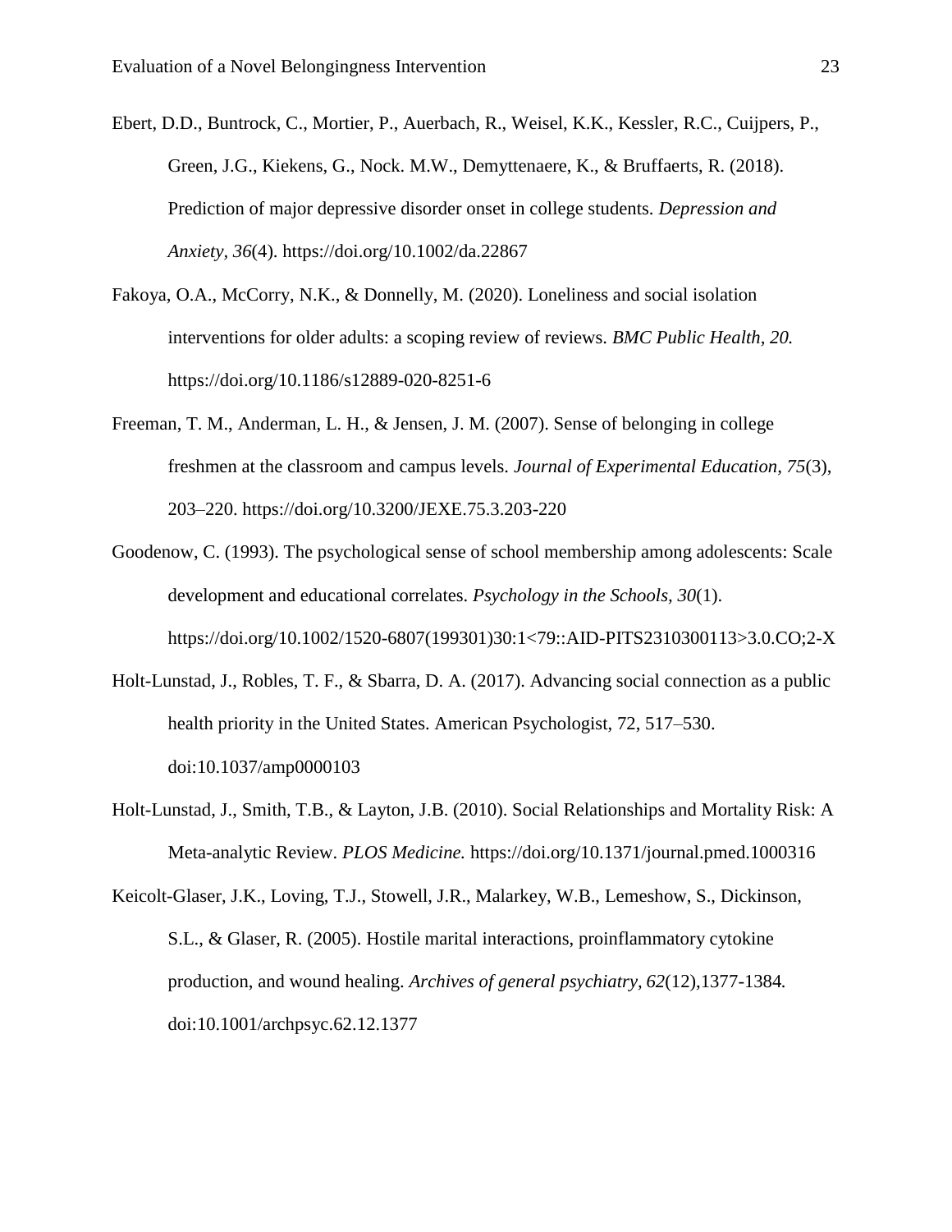Ebert, D.D., Buntrock, C., Mortier, P., Auerbach, R., Weisel, K.K., Kessler, R.C., Cuijpers, P., Green, J.G., Kiekens, G., Nock. M.W., Demyttenaere, K., & Bruffaerts, R. (2018). Prediction of major depressive disorder onset in college students. *Depression and Anxiety, 36*(4). https://doi.org/10.1002/da.22867

Fakoya, O.A., McCorry, N.K., & Donnelly, M. (2020). Loneliness and social isolation interventions for older adults: a scoping review of reviews. *BMC Public Health, 20.* https://doi.org/10.1186/s12889-020-8251-6

Freeman, T. M., Anderman, L. H., & Jensen, J. M. (2007). Sense of belonging in college freshmen at the classroom and campus levels. *Journal of Experimental Education*, *75*(3), 203–220. https://doi.org/10.3200/JEXE.75.3.203-220

Goodenow, C. (1993). The psychological sense of school membership among adolescents: Scale development and educational correlates. *Psychology in the Schools, 30*(1). https://doi.org/10.1002/1520-6807(199301)30:1<79::AID-PITS2310300113>3.0.CO;2-X

Holt-Lunstad, J., Robles, T. F., & Sbarra, D. A. (2017). Advancing social connection as a public health priority in the United States. American Psychologist, 72, 517–530. doi:10.1037/amp0000103

Holt-Lunstad, J., Smith, T.B., & Layton, J.B. (2010). Social Relationships and Mortality Risk: A Meta-analytic Review. *PLOS Medicine.* https://doi.org/10.1371/journal.pmed.1000316

Keicolt-Glaser, J.K., Loving, T.J., Stowell, J.R., Malarkey, W.B., Lemeshow, S., Dickinson, S.L., & Glaser, R. (2005). Hostile marital interactions, proinflammatory cytokine production, and wound healing. *Archives of general psychiatry, 62*(12),1377-1384*.* doi:10.1001/archpsyc.62.12.1377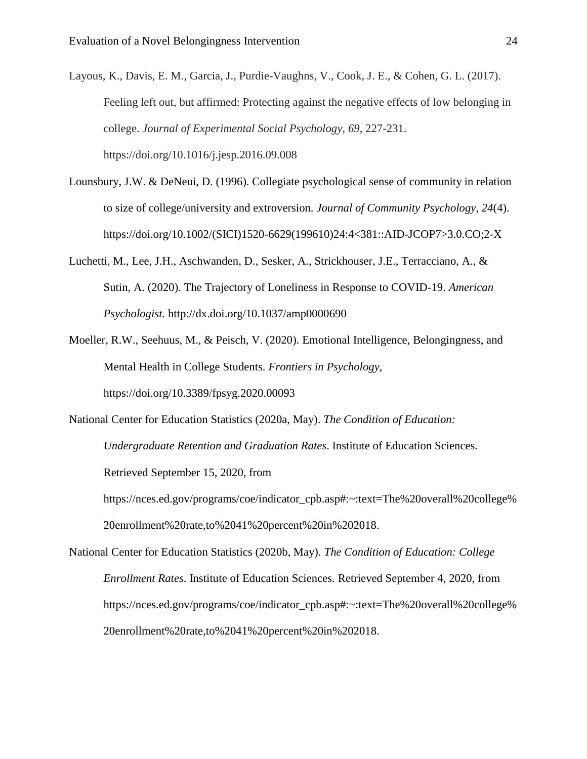Layous, K., Davis, E. M., Garcia, J., Purdie-Vaughns, V., Cook, J. E., & Cohen, G. L. (2017). Feeling left out, but affirmed: Protecting against the negative effects of low belonging in college. *Journal of Experimental Social Psychology*, *69*, 227-231. https://doi.org/10.1016/j.jesp.2016.09.008

Lounsbury, J.W. & DeNeui, D. (1996). Collegiate psychological sense of community in relation to size of college/university and extroversion. *Journal of Community Psychology*, *24*(4). https://doi.org/10.1002/(SICI)1520-6629(199610)24:4<381::AID-JCOP7>3.0.CO;2-X

Luchetti, M., Lee, J.H., Aschwanden, D., Sesker, A., Strickhouser, J.E., Terracciano, A., & Sutin, A. (2020). The Trajectory of Loneliness in Response to COVID-19. *American Psychologist.* http://dx.doi.org/10.1037/amp0000690

Moeller, R.W., Seehuus, M., & Peisch, V. (2020). Emotional Intelligence, Belongingness, and Mental Health in College Students. *Frontiers in Psychology*, https://doi.org/10.3389/fpsyg.2020.00093

National Center for Education Statistics (2020a, May). *The Condition of Education: Undergraduate Retention and Graduation Rates*. Institute of Education Sciences. Retrieved September 15, 2020, from https://nces.ed.gov/programs/coe/indicator_cpb.asp#:~:text=The%20overall%20college%20enrollment%20rate,to%2041%20percent%20in%202018.

National Center for Education Statistics (2020b, May). *The Condition of Education: College Enrollment Rates*. Institute of Education Sciences. Retrieved September 4, 2020, from https://nces.ed.gov/programs/coe/indicator_cpb.asp#:~:text=The%20overall%20college%20enrollment%20rate,to%2041%20percent%20in%202018.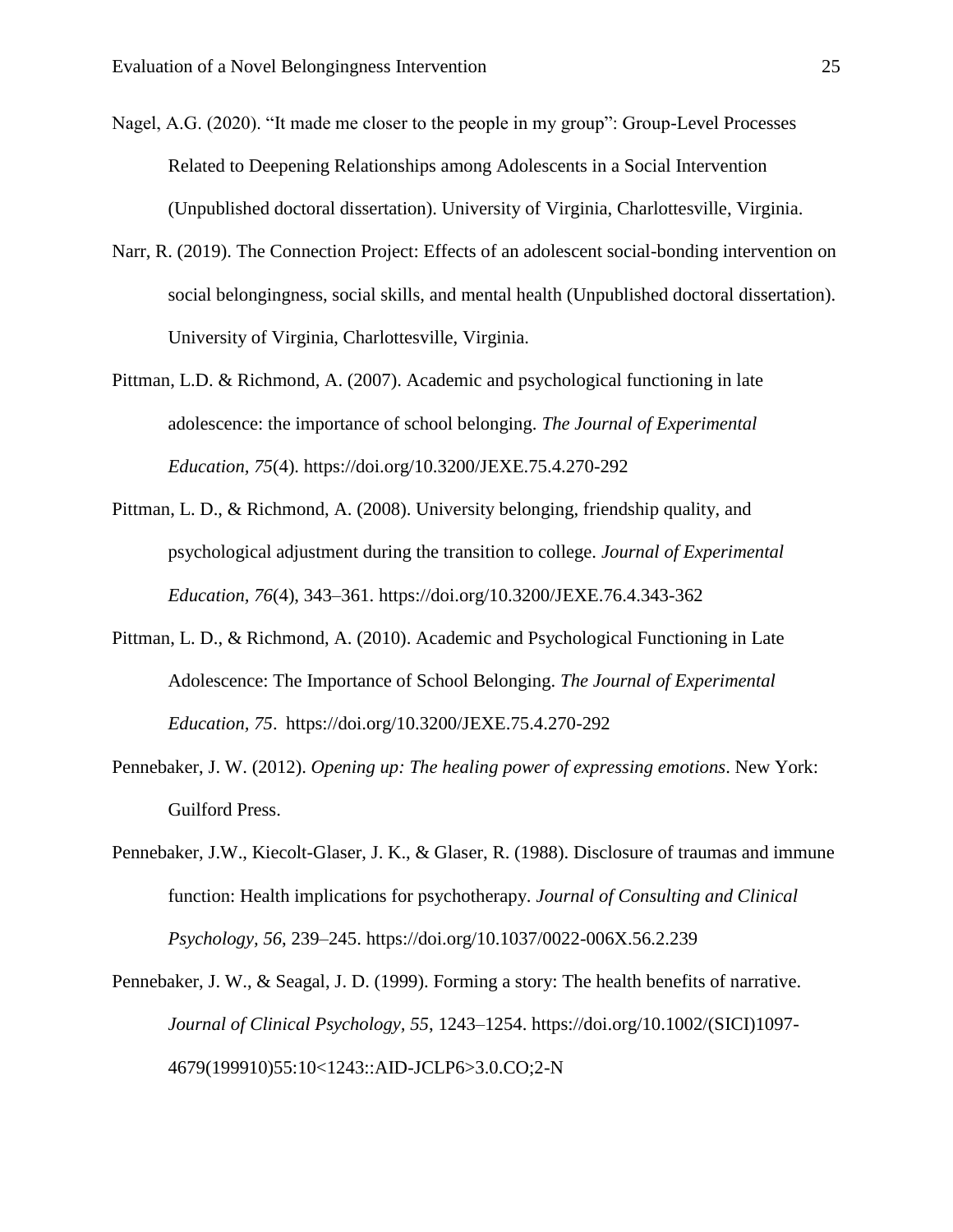Nagel, A.G. (2020). “It made me closer to the people in my group”: Group-Level Processes Related to Deepening Relationships among Adolescents in a Social Intervention (Unpublished doctoral dissertation). University of Virginia, Charlottesville, Virginia.

Narr, R. (2019). The Connection Project: Effects of an adolescent social-bonding intervention on social belongingness, social skills, and mental health (Unpublished doctoral dissertation). University of Virginia, Charlottesville, Virginia.

Pittman, L.D. & Richmond, A. (2007). Academic and psychological functioning in late adolescence: the importance of school belonging. *The Journal of Experimental Education, 75*(4). https://doi.org/10.3200/JEXE.75.4.270-292

Pittman, L. D., & Richmond, A. (2008). University belonging, friendship quality, and psychological adjustment during the transition to college. *Journal of Experimental Education, 76*(4), 343–361. https://doi.org/10.3200/JEXE.76.4.343-362

Pittman, L. D., & Richmond, A. (2010). Academic and Psychological Functioning in Late Adolescence: The Importance of School Belonging. *The Journal of Experimental Education, 75*. https://doi.org/10.3200/JEXE.75.4.270-292

Pennebaker, J. W. (2012). *Opening up: The healing power of expressing emotions*. New York: Guilford Press.

Pennebaker, J.W., Kiecolt-Glaser, J. K., & Glaser, R. (1988). Disclosure of traumas and immune function: Health implications for psychotherapy. *Journal of Consulting and Clinical Psychology, 56*, 239–245. https://doi.org/10.1037/0022-006X.56.2.239

Pennebaker, J. W., & Seagal, J. D. (1999). Forming a story: The health benefits of narrative. *Journal of Clinical Psychology, 55*, 1243–1254. https://doi.org/10.1002/(SICI)1097-4679(199910)55:10<1243::AID-JCLP6>3.0.CO;2-N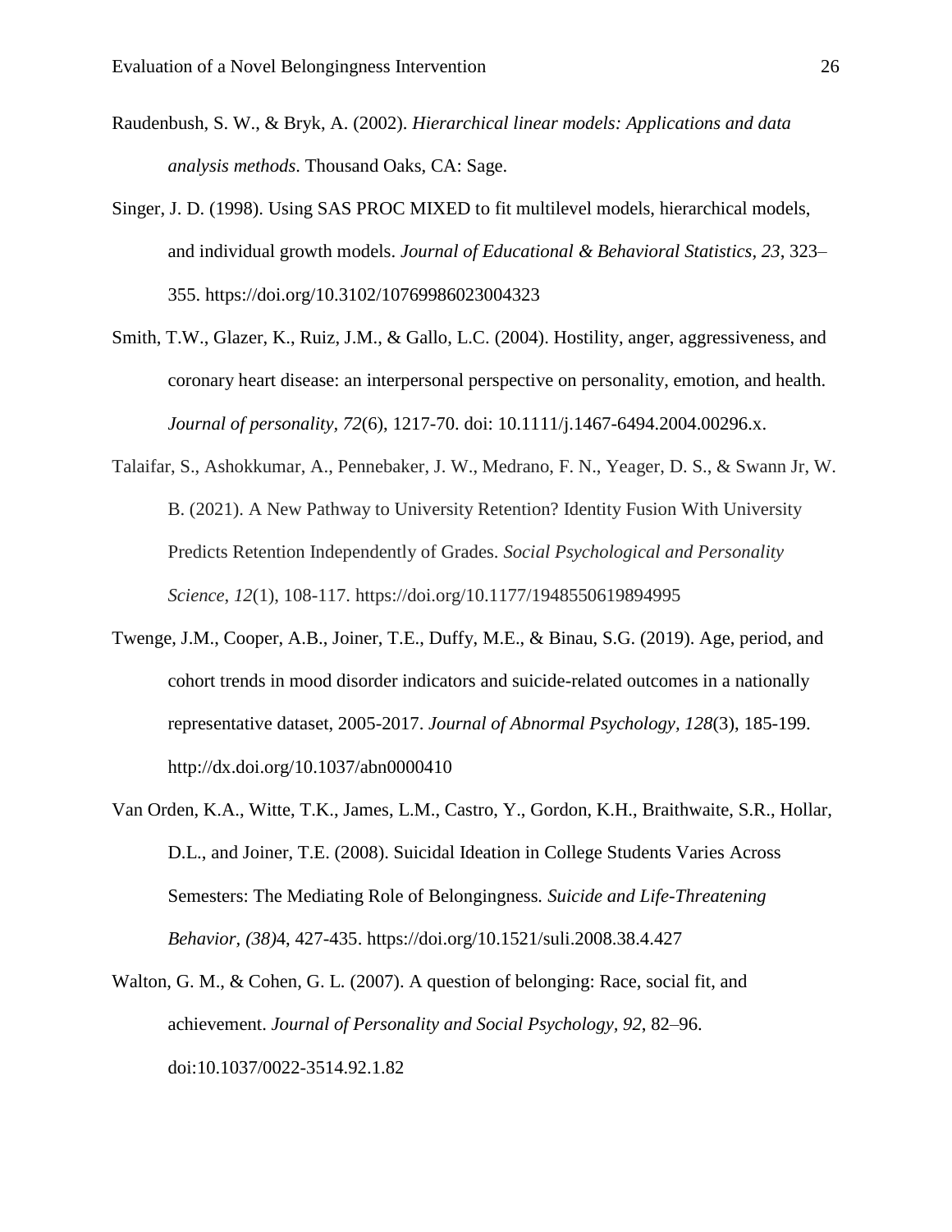Raudenbush, S. W., & Bryk, A. (2002). *Hierarchical linear models: Applications and data analysis methods*. Thousand Oaks, CA: Sage.

Singer, J. D. (1998). Using SAS PROC MIXED to fit multilevel models, hierarchical models, and individual growth models. *Journal of Educational & Behavioral Statistics, 23*, 323–355. https://doi.org/10.3102/10769986023004323

Smith, T.W., Glazer, K., Ruiz, J.M., & Gallo, L.C. (2004). Hostility, anger, aggressiveness, and coronary heart disease: an interpersonal perspective on personality, emotion, and health. *Journal of personality, 72*(6), 1217-70. doi: 10.1111/j.1467-6494.2004.00296.x.

Talaifar, S., Ashokkumar, A., Pennebaker, J. W., Medrano, F. N., Yeager, D. S., & Swann Jr, W. B. (2021). A New Pathway to University Retention? Identity Fusion With University Predicts Retention Independently of Grades. *Social Psychological and Personality Science, 12*(1), 108-117. https://doi.org/10.1177/1948550619894995

Twenge, J.M., Cooper, A.B., Joiner, T.E., Duffy, M.E., & Binau, S.G. (2019). Age, period, and cohort trends in mood disorder indicators and suicide-related outcomes in a nationally representative dataset, 2005-2017. *Journal of Abnormal Psychology, 128*(3), 185-199. http://dx.doi.org/10.1037/abn0000410

Van Orden, K.A., Witte, T.K., James, L.M., Castro, Y., Gordon, K.H., Braithwaite, S.R., Hollar, D.L., and Joiner, T.E. (2008). Suicidal Ideation in College Students Varies Across Semesters: The Mediating Role of Belongingness. *Suicide and Life-Threatening Behavior, (38)*4, 427-435. https://doi.org/10.1521/suli.2008.38.4.427

Walton, G. M., & Cohen, G. L. (2007). A question of belonging: Race, social fit, and achievement. *Journal of Personality and Social Psychology, 92*, 82–96. doi:10.1037/0022-3514.92.1.82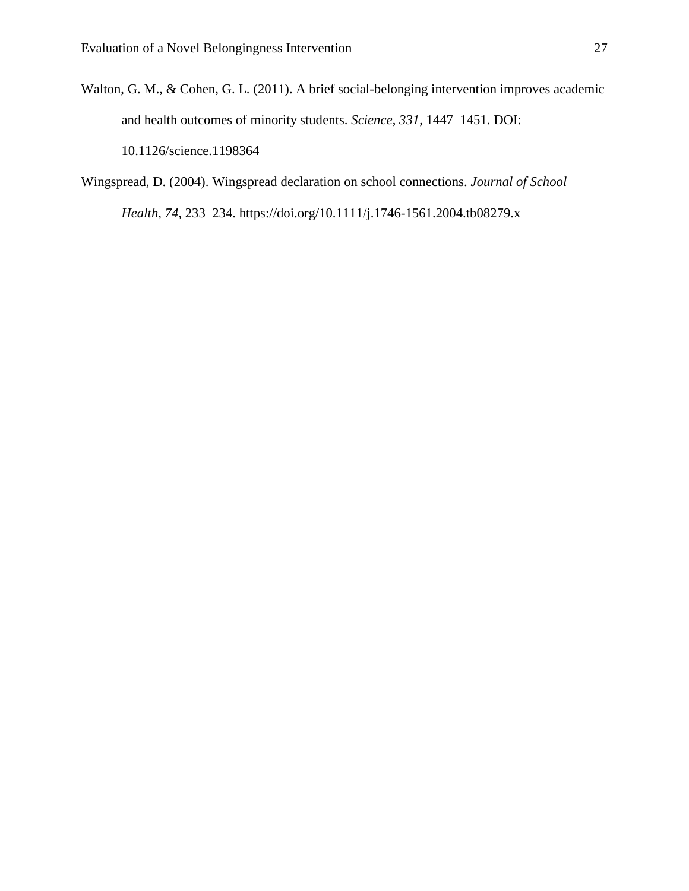Walton, G. M., & Cohen, G. L. (2011). A brief social-belonging intervention improves academic and health outcomes of minority students. *Science*, *331*, 1447–1451. DOI: 10.1126/science.1198364

Wingspread, D. (2004). Wingspread declaration on school connections. *Journal of School Health, 74*, 233–234. https://doi.org/10.1111/j.1746-1561.2004.tb08279.x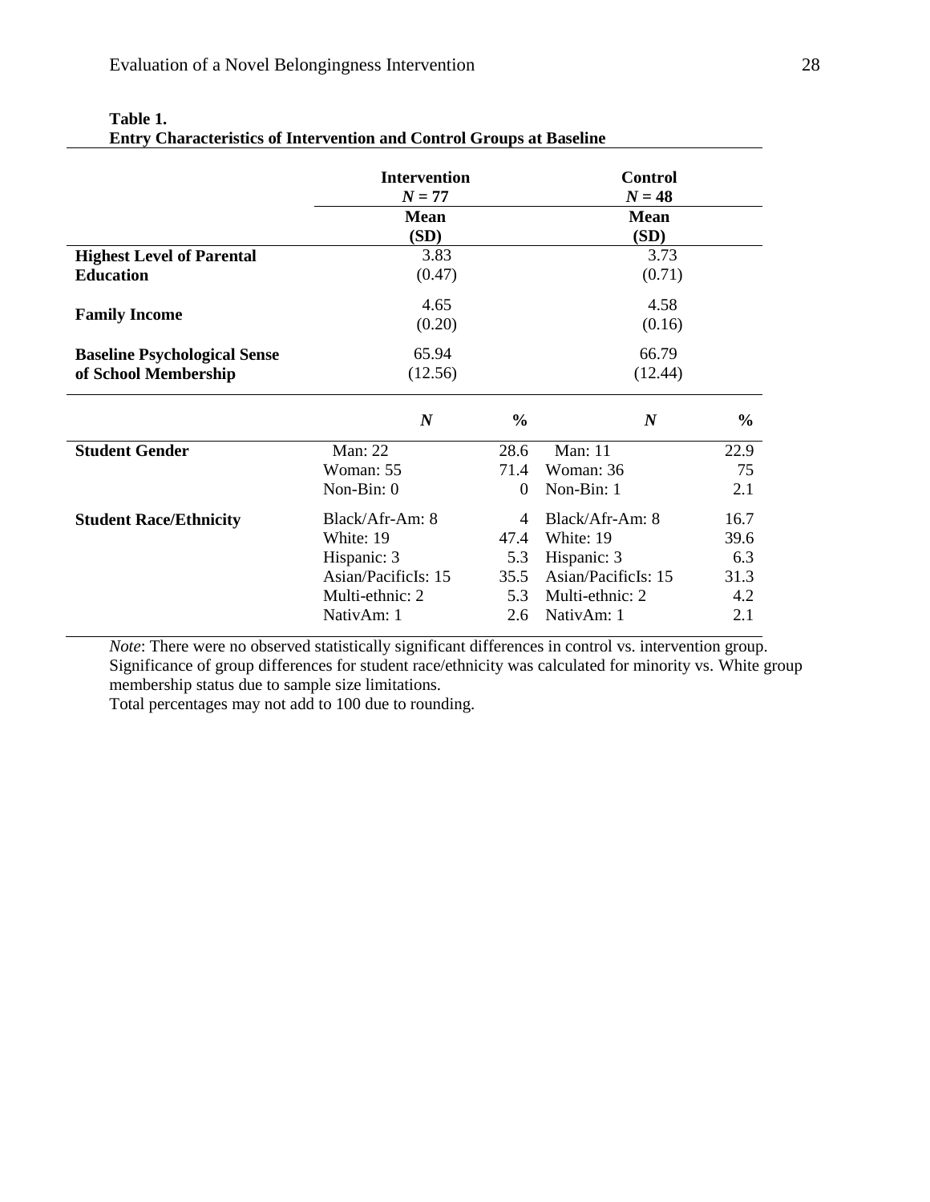**Table 1.**
**Entry Characteristics of Intervention and Control Groups at Baseline**

| | Intervention $N = 77$ | | Control $N = 48$ | |
|---|---|---|---|---|
| | **Mean (SD)** | | **Mean (SD)** | |
| **Highest Level of Parental Education** | 3.83 (0.47) | | 3.73 (0.71) | |
| **Family Income** | 4.65 (0.20) | | 4.58 (0.16) | |
| **Baseline Psychological Sense of School Membership** | 65.94 (12.56) | | 66.79 (12.44) | |
| | ***N*** | **%** | ***N*** | **%** |
| **Student Gender** | Man: 22 | 28.6 | Man: 11 | 22.9 |
| | Woman: 55 | 71.4 | Woman: 36 | 75 |
| | Non-Bin: 0 | 0 | Non-Bin: 1 | 2.1 |
| **Student Race/Ethnicity** | Black/Afr-Am: 8 | 4 | Black/Afr-Am: 8 | 16.7 |
| | White: 19 | 47.4 | White: 19 | 39.6 |
| | Hispanic: 3 | 5.3 | Hispanic: 3 | 6.3 |
| | Asian/PacificIs: 15 | 35.5 | Asian/PacificIs: 15 | 31.3 |
| | Multi-ethnic: 2 | 5.3 | Multi-ethnic: 2 | 4.2 |
| | NativAm: 1 | 2.6 | NativAm: 1 | 2.1 |

*Note*: There were no observed statistically significant differences in control vs. intervention group. Significance of group differences for student race/ethnicity was calculated for minority vs. White group membership status due to sample size limitations.
Total percentages may not add to 100 due to rounding.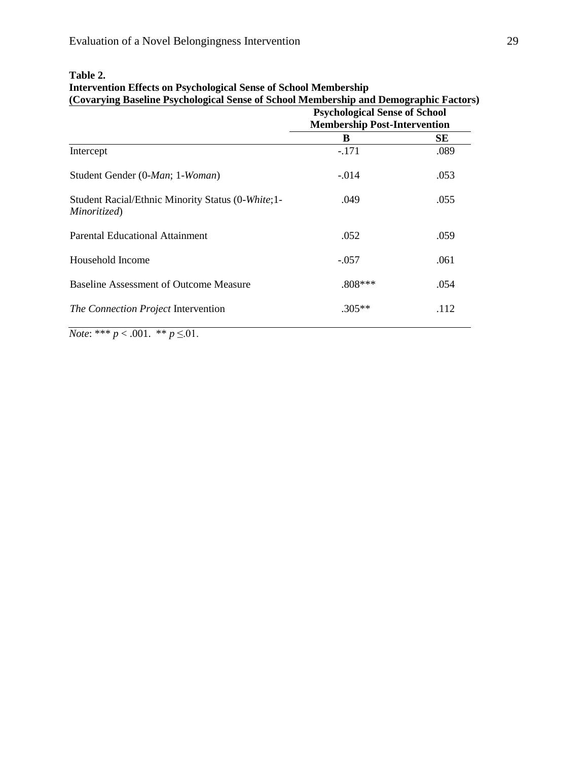**Table 2.**
**Intervention Effects on Psychological Sense of School Membership (Covarying Baseline Psychological Sense of School Membership and Demographic Factors)**

| | Psychological Sense of School Membership Post-Intervention | |
|---|---|---|
| | **B** | **SE** |
| Intercept | -.171 | .089 |
| Student Gender (0-*Man*; 1-*Woman*) | -.014 | .053 |
| Student Racial/Ethnic Minority Status (0-*White*;1-*Minoritized*) | .049 | .055 |
| Parental Educational Attainment | .052 | .059 |
| Household Income | -.057 | .061 |
| Baseline Assessment of Outcome Measure | .808*** | .054 |
| *The Connection Project* Intervention | .305** | .112 |

*Note*: *** $p < .001$. ** $p \leq .01$.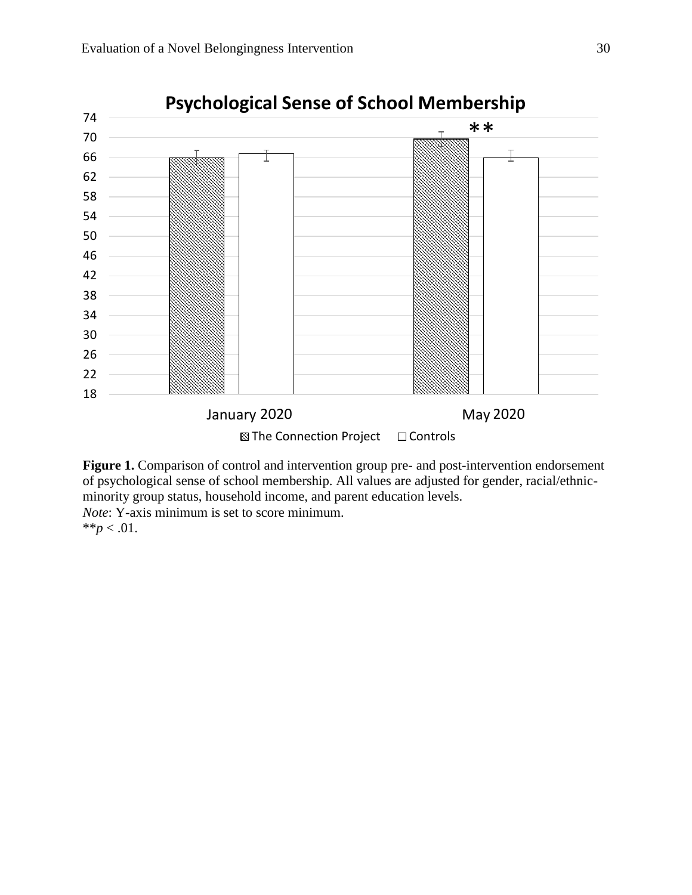Psychological Sense of School Membership

74
70
66
62
58
54
50
46
42
38
34
30
26
22
18

**

January 2020

May 2020

The Connection Project

Controls

**Figure 1.** Comparison of control and intervention group pre- and post-intervention endorsement of psychological sense of school membership. All values are adjusted for gender, racial/ethnic-minority group status, household income, and parent education levels.

*Note*: Y-axis minimum is set to score minimum.

**$p < .01$.